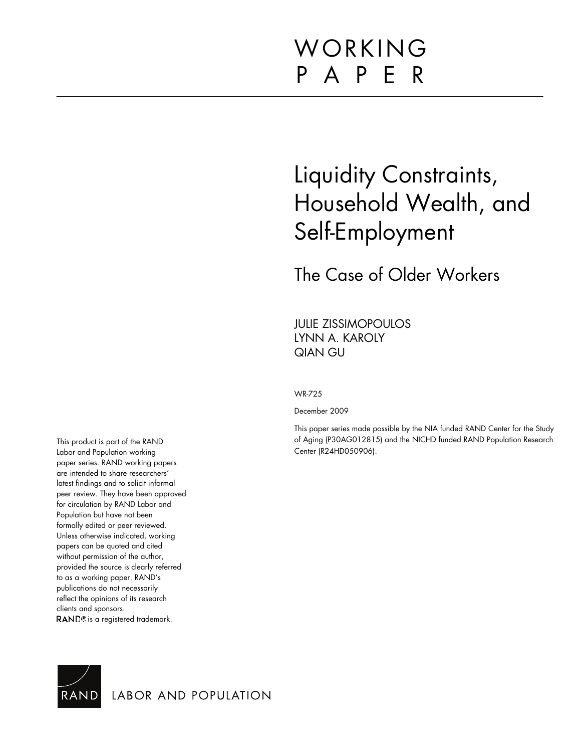# WORKING PAPER

# Liquidity Constraints, Household Wealth, and Self-Employment

## The Case of Older Workers

JULIE ZISSIMOPOULOS
LYNN A. KAROLY
QIAN GU

WR-725

December 2009

This paper series made possible by the NIA funded RAND Center for the Study of Aging (P30AG012815) and the NICHD funded RAND Population Research Center (R24HD050906).

This product is part of the RAND Labor and Population working paper series. RAND working papers are intended to share researchers' latest findings and to solicit informal peer review. They have been approved for circulation by RAND Labor and Population but have not been formally edited or peer reviewed. Unless otherwise indicated, working papers can be quoted and cited without permission of the author, provided the source is clearly referred to as a working paper. RAND's publications do not necessarily reflect the opinions of its research clients and sponsors.
RAND® is a registered trademark.

RAND LABOR AND POPULATION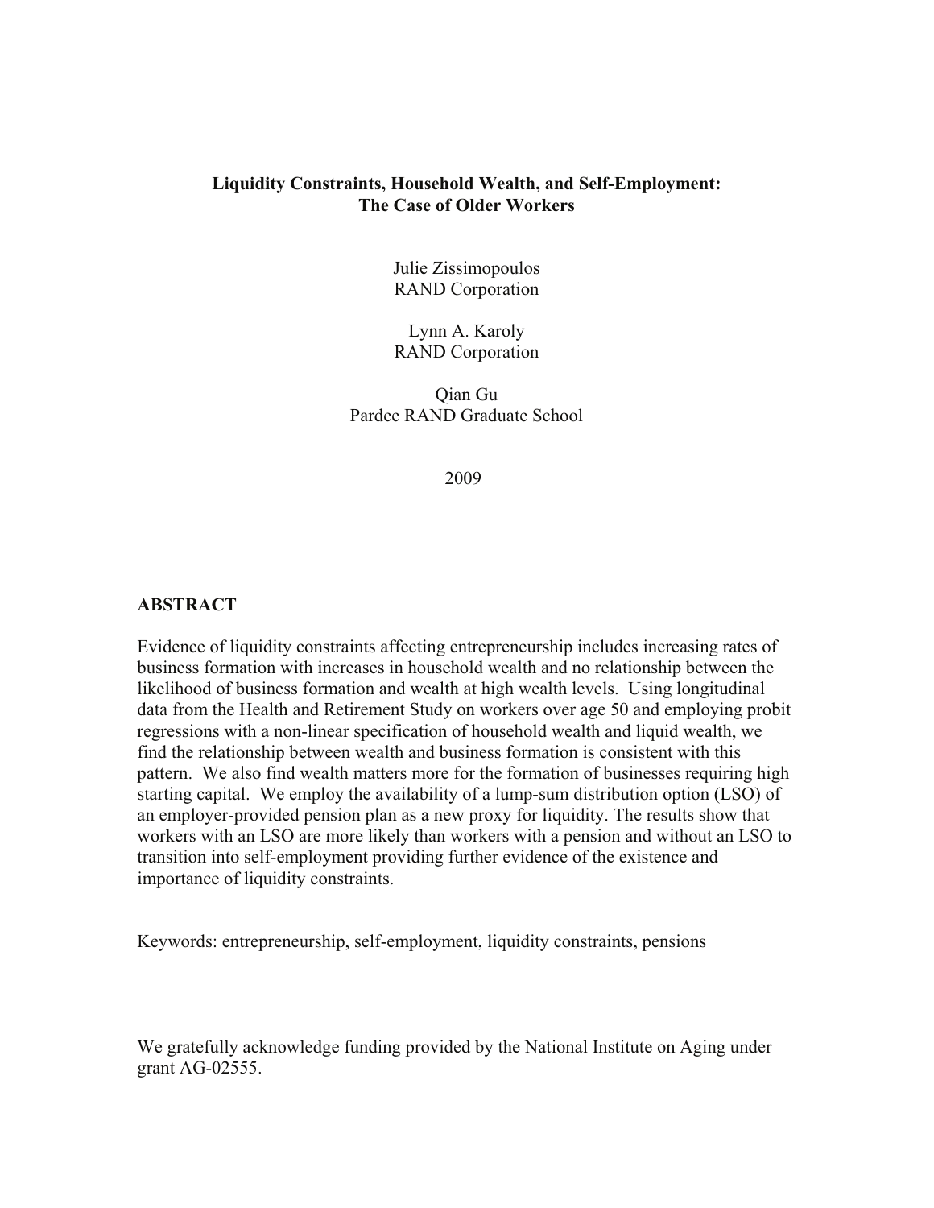**Liquidity Constraints, Household Wealth, and Self-Employment: The Case of Older Workers**

Julie Zissimopoulos
RAND Corporation

Lynn A. Karoly
RAND Corporation

Qian Gu
Pardee RAND Graduate School

2009

## ABSTRACT

Evidence of liquidity constraints affecting entrepreneurship includes increasing rates of business formation with increases in household wealth and no relationship between the likelihood of business formation and wealth at high wealth levels. Using longitudinal data from the Health and Retirement Study on workers over age 50 and employing probit regressions with a non-linear specification of household wealth and liquid wealth, we find the relationship between wealth and business formation is consistent with this pattern. We also find wealth matters more for the formation of businesses requiring high starting capital. We employ the availability of a lump-sum distribution option (LSO) of an employer-provided pension plan as a new proxy for liquidity. The results show that workers with an LSO are more likely than workers with a pension and without an LSO to transition into self-employment providing further evidence of the existence and importance of liquidity constraints.

Keywords: entrepreneurship, self-employment, liquidity constraints, pensions

We gratefully acknowledge funding provided by the National Institute on Aging under grant AG-02555.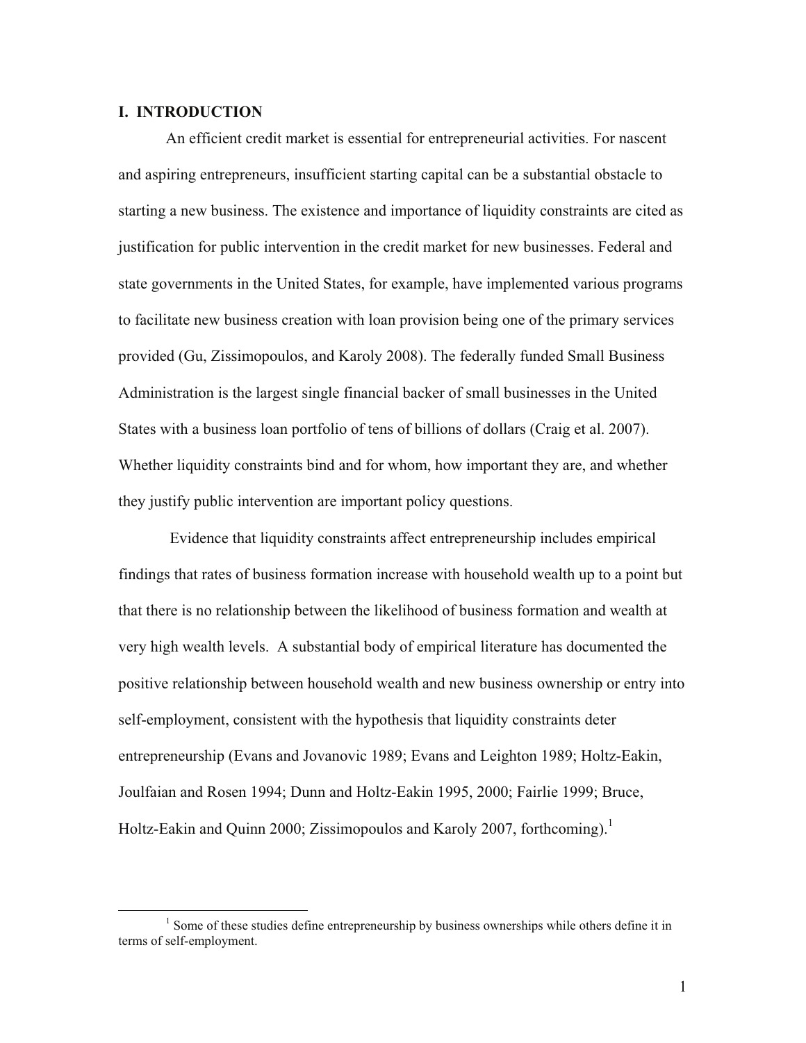## I. INTRODUCTION

An efficient credit market is essential for entrepreneurial activities. For nascent and aspiring entrepreneurs, insufficient starting capital can be a substantial obstacle to starting a new business. The existence and importance of liquidity constraints are cited as justification for public intervention in the credit market for new businesses. Federal and state governments in the United States, for example, have implemented various programs to facilitate new business creation with loan provision being one of the primary services provided (Gu, Zissimopoulos, and Karoly 2008). The federally funded Small Business Administration is the largest single financial backer of small businesses in the United States with a business loan portfolio of tens of billions of dollars (Craig et al. 2007). Whether liquidity constraints bind and for whom, how important they are, and whether they justify public intervention are important policy questions.

Evidence that liquidity constraints affect entrepreneurship includes empirical findings that rates of business formation increase with household wealth up to a point but that there is no relationship between the likelihood of business formation and wealth at very high wealth levels. A substantial body of empirical literature has documented the positive relationship between household wealth and new business ownership or entry into self-employment, consistent with the hypothesis that liquidity constraints deter entrepreneurship (Evans and Jovanovic 1989; Evans and Leighton 1989; Holtz-Eakin, Joulfaian and Rosen 1994; Dunn and Holtz-Eakin 1995, 2000; Fairlie 1999; Bruce, Holtz-Eakin and Quinn 2000; Zissimopoulos and Karoly 2007, forthcoming).[1]

[1] Some of these studies define entrepreneurship by business ownerships while others define it in terms of self-employment.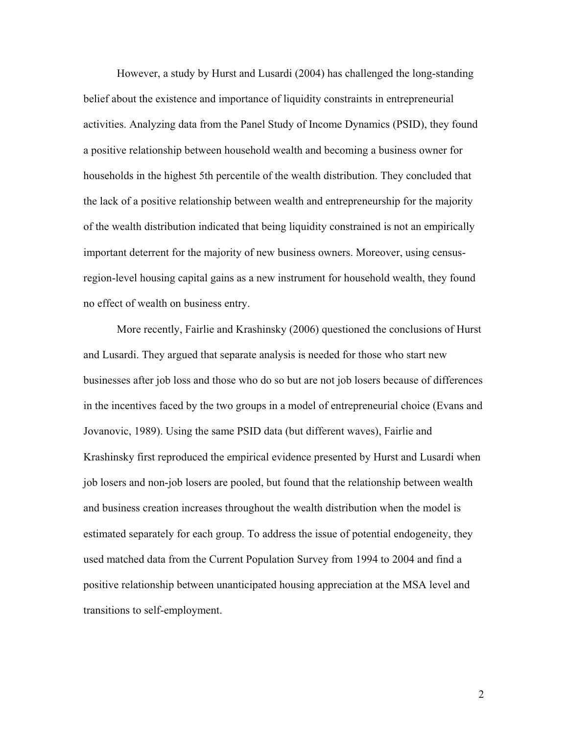However, a study by Hurst and Lusardi (2004) has challenged the long-standing belief about the existence and importance of liquidity constraints in entrepreneurial activities. Analyzing data from the Panel Study of Income Dynamics (PSID), they found a positive relationship between household wealth and becoming a business owner for households in the highest 5th percentile of the wealth distribution. They concluded that the lack of a positive relationship between wealth and entrepreneurship for the majority of the wealth distribution indicated that being liquidity constrained is not an empirically important deterrent for the majority of new business owners. Moreover, using census-region-level housing capital gains as a new instrument for household wealth, they found no effect of wealth on business entry.

More recently, Fairlie and Krashinsky (2006) questioned the conclusions of Hurst and Lusardi. They argued that separate analysis is needed for those who start new businesses after job loss and those who do so but are not job losers because of differences in the incentives faced by the two groups in a model of entrepreneurial choice (Evans and Jovanovic, 1989). Using the same PSID data (but different waves), Fairlie and Krashinsky first reproduced the empirical evidence presented by Hurst and Lusardi when job losers and non-job losers are pooled, but found that the relationship between wealth and business creation increases throughout the wealth distribution when the model is estimated separately for each group. To address the issue of potential endogeneity, they used matched data from the Current Population Survey from 1994 to 2004 and find a positive relationship between unanticipated housing appreciation at the MSA level and transitions to self-employment.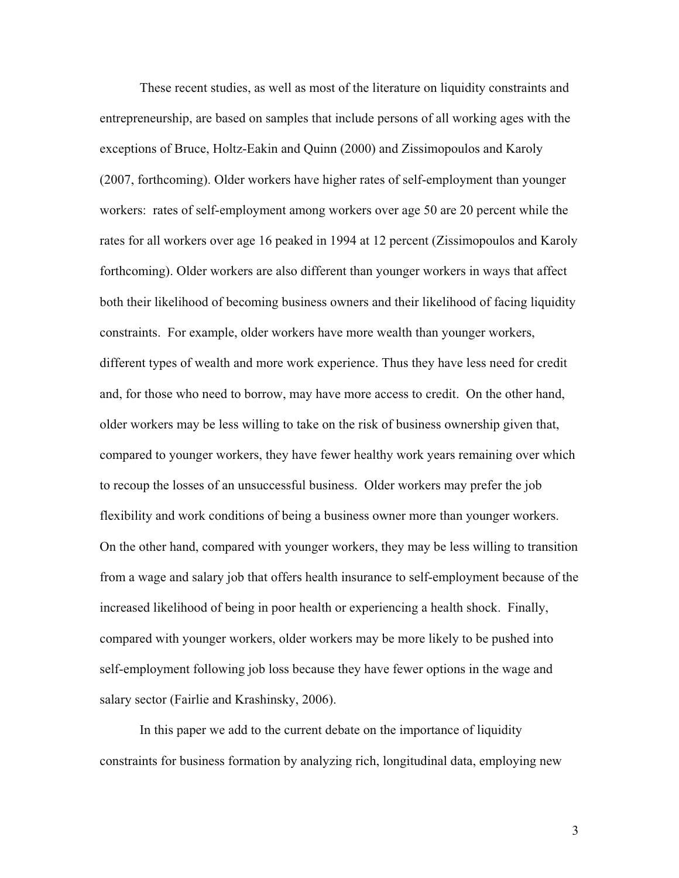These recent studies, as well as most of the literature on liquidity constraints and entrepreneurship, are based on samples that include persons of all working ages with the exceptions of Bruce, Holtz-Eakin and Quinn (2000) and Zissimopoulos and Karoly (2007, forthcoming). Older workers have higher rates of self-employment than younger workers: rates of self-employment among workers over age 50 are 20 percent while the rates for all workers over age 16 peaked in 1994 at 12 percent (Zissimopoulos and Karoly forthcoming). Older workers are also different than younger workers in ways that affect both their likelihood of becoming business owners and their likelihood of facing liquidity constraints. For example, older workers have more wealth than younger workers, different types of wealth and more work experience. Thus they have less need for credit and, for those who need to borrow, may have more access to credit. On the other hand, older workers may be less willing to take on the risk of business ownership given that, compared to younger workers, they have fewer healthy work years remaining over which to recoup the losses of an unsuccessful business. Older workers may prefer the job flexibility and work conditions of being a business owner more than younger workers. On the other hand, compared with younger workers, they may be less willing to transition from a wage and salary job that offers health insurance to self-employment because of the increased likelihood of being in poor health or experiencing a health shock. Finally, compared with younger workers, older workers may be more likely to be pushed into self-employment following job loss because they have fewer options in the wage and salary sector (Fairlie and Krashinsky, 2006).

In this paper we add to the current debate on the importance of liquidity constraints for business formation by analyzing rich, longitudinal data, employing new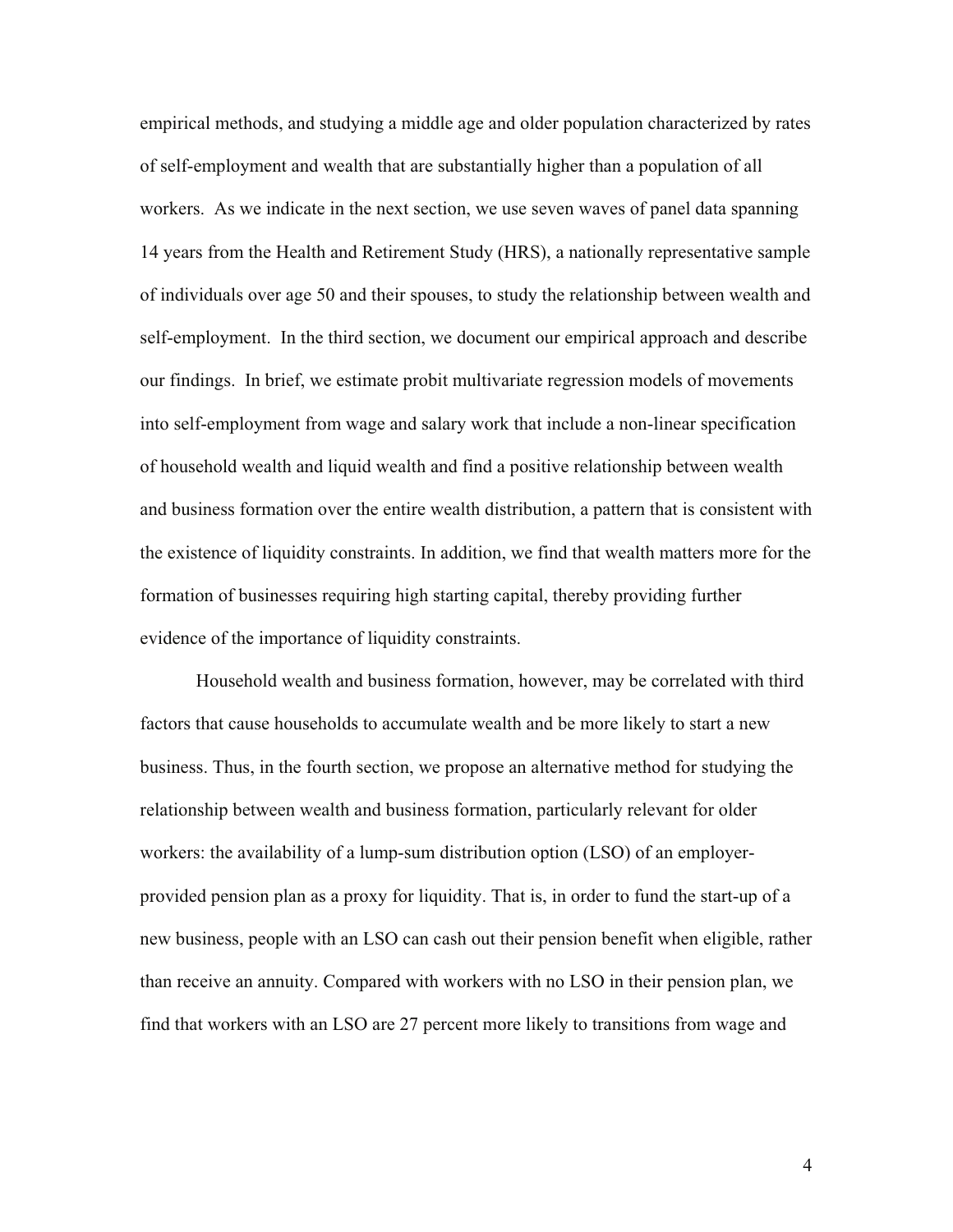empirical methods, and studying a middle age and older population characterized by rates of self-employment and wealth that are substantially higher than a population of all workers. As we indicate in the next section, we use seven waves of panel data spanning 14 years from the Health and Retirement Study (HRS), a nationally representative sample of individuals over age 50 and their spouses, to study the relationship between wealth and self-employment. In the third section, we document our empirical approach and describe our findings. In brief, we estimate probit multivariate regression models of movements into self-employment from wage and salary work that include a non-linear specification of household wealth and liquid wealth and find a positive relationship between wealth and business formation over the entire wealth distribution, a pattern that is consistent with the existence of liquidity constraints. In addition, we find that wealth matters more for the formation of businesses requiring high starting capital, thereby providing further evidence of the importance of liquidity constraints.

Household wealth and business formation, however, may be correlated with third factors that cause households to accumulate wealth and be more likely to start a new business. Thus, in the fourth section, we propose an alternative method for studying the relationship between wealth and business formation, particularly relevant for older workers: the availability of a lump-sum distribution option (LSO) of an employer-provided pension plan as a proxy for liquidity. That is, in order to fund the start-up of a new business, people with an LSO can cash out their pension benefit when eligible, rather than receive an annuity. Compared with workers with no LSO in their pension plan, we find that workers with an LSO are 27 percent more likely to transitions from wage and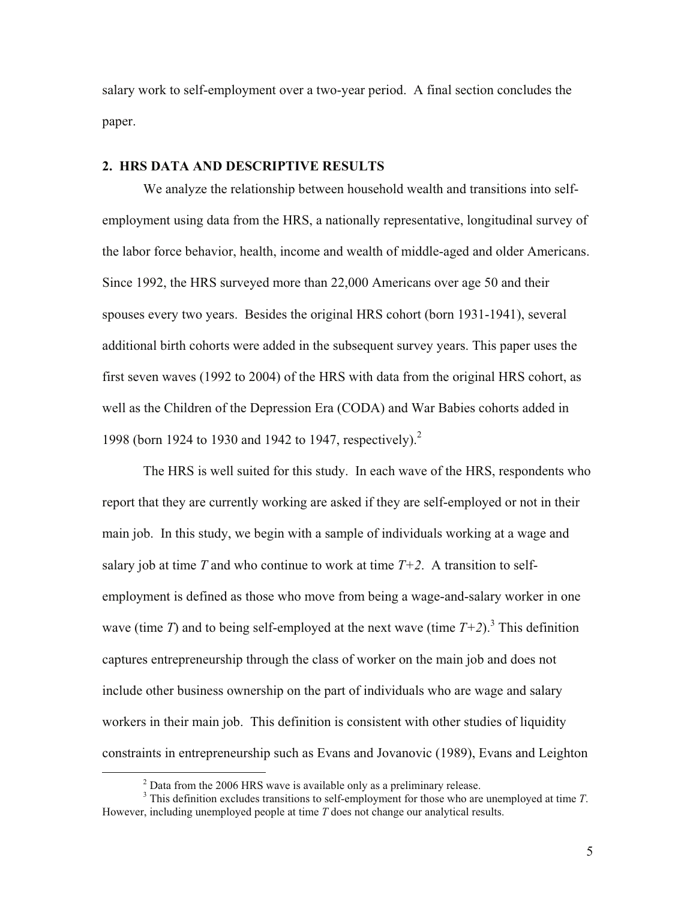salary work to self-employment over a two-year period. A final section concludes the paper.

## 2. HRS DATA AND DESCRIPTIVE RESULTS

We analyze the relationship between household wealth and transitions into self-employment using data from the HRS, a nationally representative, longitudinal survey of the labor force behavior, health, income and wealth of middle-aged and older Americans. Since 1992, the HRS surveyed more than 22,000 Americans over age 50 and their spouses every two years. Besides the original HRS cohort (born 1931-1941), several additional birth cohorts were added in the subsequent survey years. This paper uses the first seven waves (1992 to 2004) of the HRS with data from the original HRS cohort, as well as the Children of the Depression Era (CODA) and War Babies cohorts added in 1998 (born 1924 to 1930 and 1942 to 1947, respectively).[2]

The HRS is well suited for this study. In each wave of the HRS, respondents who report that they are currently working are asked if they are self-employed or not in their main job. In this study, we begin with a sample of individuals working at a wage and salary job at time *T* and who continue to work at time *T+2*. A transition to self-employment is defined as those who move from being a wage-and-salary worker in one wave (time *T*) and to being self-employed at the next wave (time *T+2*).[3] This definition captures entrepreneurship through the class of worker on the main job and does not include other business ownership on the part of individuals who are wage and salary workers in their main job. This definition is consistent with other studies of liquidity constraints in entrepreneurship such as Evans and Jovanovic (1989), Evans and Leighton

---

[2] Data from the 2006 HRS wave is available only as a preliminary release.

[3] This definition excludes transitions to self-employment for those who are unemployed at time *T*. However, including unemployed people at time *T* does not change our analytical results.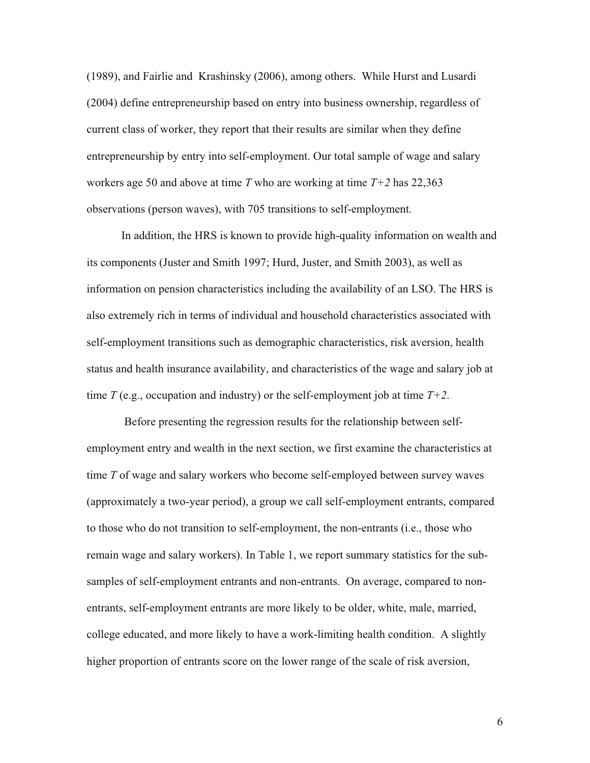(1989), and Fairlie and Krashinsky (2006), among others. While Hurst and Lusardi (2004) define entrepreneurship based on entry into business ownership, regardless of current class of worker, they report that their results are similar when they define entrepreneurship by entry into self-employment. Our total sample of wage and salary workers age 50 and above at time *T* who are working at time *T+2* has 22,363 observations (person waves), with 705 transitions to self-employment.

In addition, the HRS is known to provide high-quality information on wealth and its components (Juster and Smith 1997; Hurd, Juster, and Smith 2003), as well as information on pension characteristics including the availability of an LSO. The HRS is also extremely rich in terms of individual and household characteristics associated with self-employment transitions such as demographic characteristics, risk aversion, health status and health insurance availability, and characteristics of the wage and salary job at time *T* (e.g., occupation and industry) or the self-employment job at time *T+2*.

Before presenting the regression results for the relationship between self-employment entry and wealth in the next section, we first examine the characteristics at time *T* of wage and salary workers who become self-employed between survey waves (approximately a two-year period), a group we call self-employment entrants, compared to those who do not transition to self-employment, the non-entrants (i.e., those who remain wage and salary workers). In Table 1, we report summary statistics for the sub-samples of self-employment entrants and non-entrants. On average, compared to non-entrants, self-employment entrants are more likely to be older, white, male, married, college educated, and more likely to have a work-limiting health condition. A slightly higher proportion of entrants score on the lower range of the scale of risk aversion,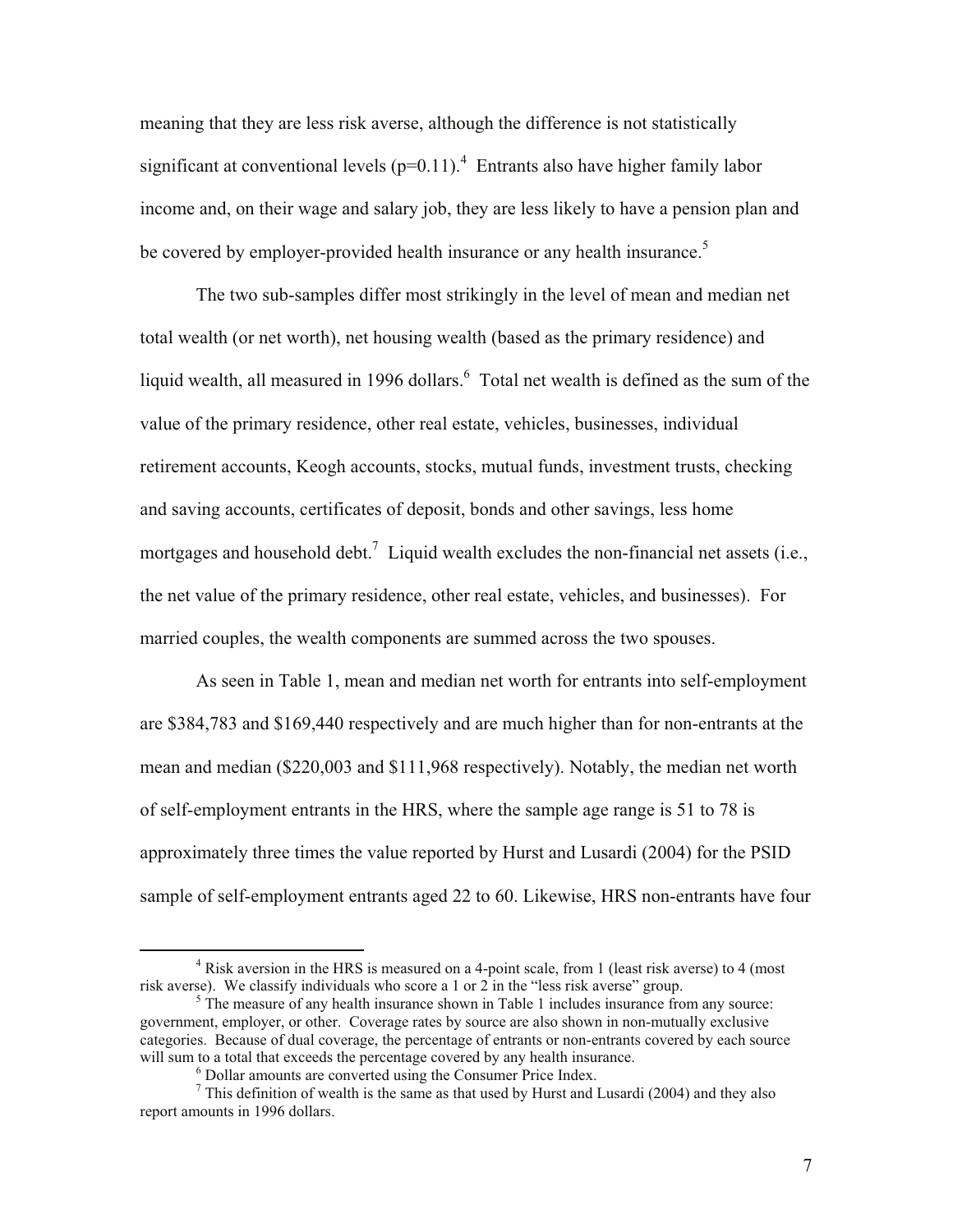meaning that they are less risk averse, although the difference is not statistically significant at conventional levels ($p=0.11$).[4] Entrants also have higher family labor income and, on their wage and salary job, they are less likely to have a pension plan and be covered by employer-provided health insurance or any health insurance.[5]

The two sub-samples differ most strikingly in the level of mean and median net total wealth (or net worth), net housing wealth (based as the primary residence) and liquid wealth, all measured in 1996 dollars.[6] Total net wealth is defined as the sum of the value of the primary residence, other real estate, vehicles, businesses, individual retirement accounts, Keogh accounts, stocks, mutual funds, investment trusts, checking and saving accounts, certificates of deposit, bonds and other savings, less home mortgages and household debt.[7] Liquid wealth excludes the non-financial net assets (i.e., the net value of the primary residence, other real estate, vehicles, and businesses). For married couples, the wealth components are summed across the two spouses.

As seen in Table 1, mean and median net worth for entrants into self-employment are $384,783 and $169,440 respectively and are much higher than for non-entrants at the mean and median ($220,003 and $111,968 respectively). Notably, the median net worth of self-employment entrants in the HRS, where the sample age range is 51 to 78 is approximately three times the value reported by Hurst and Lusardi (2004) for the PSID sample of self-employment entrants aged 22 to 60. Likewise, HRS non-entrants have four

---

[4] Risk aversion in the HRS is measured on a 4-point scale, from 1 (least risk averse) to 4 (most risk averse). We classify individuals who score a 1 or 2 in the "less risk averse" group.

[5] The measure of any health insurance shown in Table 1 includes insurance from any source: government, employer, or other. Coverage rates by source are also shown in non-mutually exclusive categories. Because of dual coverage, the percentage of entrants or non-entrants covered by each source will sum to a total that exceeds the percentage covered by any health insurance.

[6] Dollar amounts are converted using the Consumer Price Index.

[7] This definition of wealth is the same as that used by Hurst and Lusardi (2004) and they also report amounts in 1996 dollars.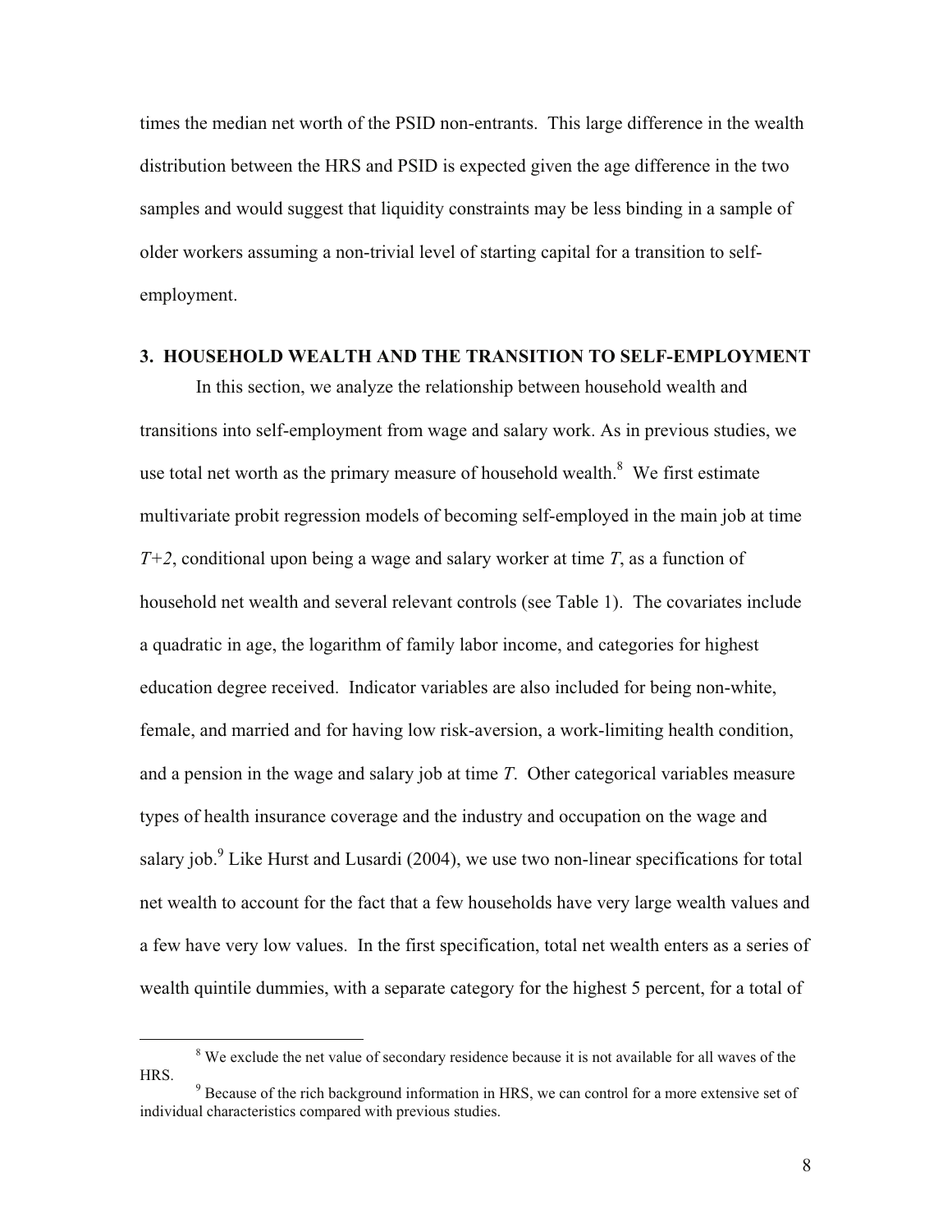times the median net worth of the PSID non-entrants. This large difference in the wealth distribution between the HRS and PSID is expected given the age difference in the two samples and would suggest that liquidity constraints may be less binding in a sample of older workers assuming a non-trivial level of starting capital for a transition to self-employment.

## 3. HOUSEHOLD WEALTH AND THE TRANSITION TO SELF-EMPLOYMENT

In this section, we analyze the relationship between household wealth and transitions into self-employment from wage and salary work. As in previous studies, we use total net worth as the primary measure of household wealth.[8] We first estimate multivariate probit regression models of becoming self-employed in the main job at time *T+2*, conditional upon being a wage and salary worker at time *T*, as a function of household net wealth and several relevant controls (see Table 1). The covariates include a quadratic in age, the logarithm of family labor income, and categories for highest education degree received. Indicator variables are also included for being non-white, female, and married and for having low risk-aversion, a work-limiting health condition, and a pension in the wage and salary job at time *T*. Other categorical variables measure types of health insurance coverage and the industry and occupation on the wage and salary job.[9] Like Hurst and Lusardi (2004), we use two non-linear specifications for total net wealth to account for the fact that a few households have very large wealth values and a few have very low values. In the first specification, total net wealth enters as a series of wealth quintile dummies, with a separate category for the highest 5 percent, for a total of

[8] We exclude the net value of secondary residence because it is not available for all waves of the HRS.

[9] Because of the rich background information in HRS, we can control for a more extensive set of individual characteristics compared with previous studies.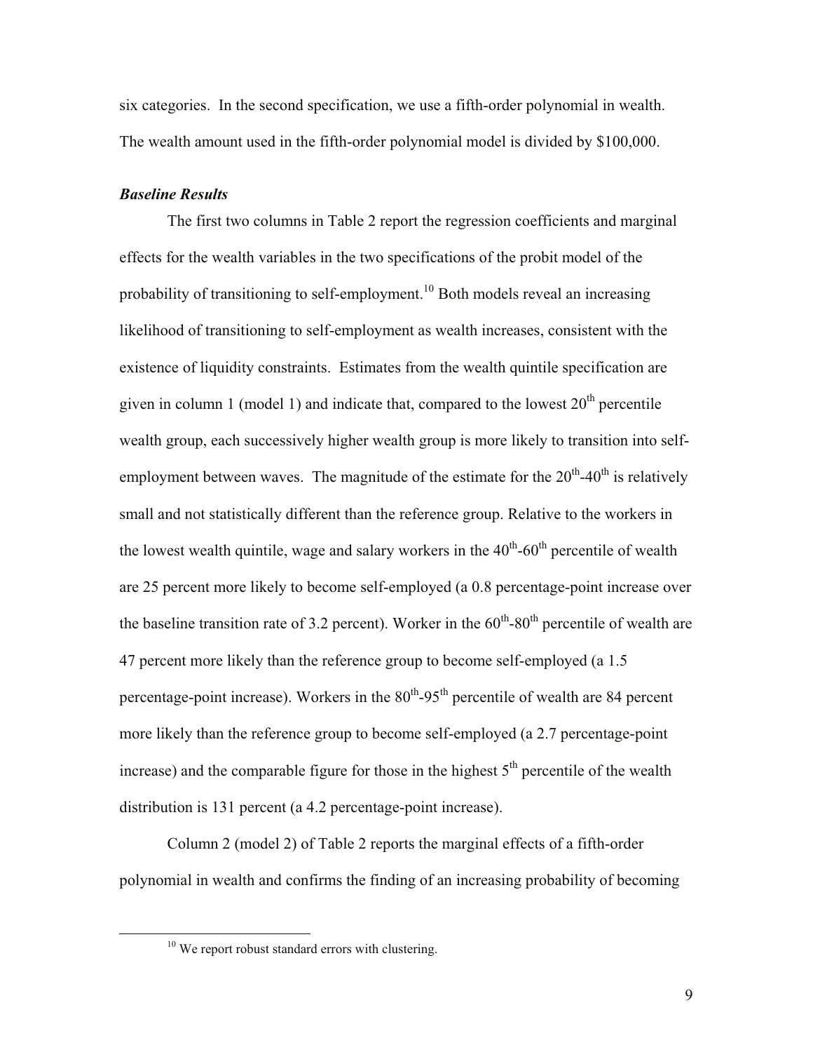six categories. In the second specification, we use a fifth-order polynomial in wealth. The wealth amount used in the fifth-order polynomial model is divided by \$100,000.

### *Baseline Results*

The first two columns in Table 2 report the regression coefficients and marginal effects for the wealth variables in the two specifications of the probit model of the probability of transitioning to self-employment.[10] Both models reveal an increasing likelihood of transitioning to self-employment as wealth increases, consistent with the existence of liquidity constraints. Estimates from the wealth quintile specification are given in column 1 (model 1) and indicate that, compared to the lowest 20th percentile wealth group, each successively higher wealth group is more likely to transition into self-employment between waves. The magnitude of the estimate for the 20th-40th is relatively small and not statistically different than the reference group. Relative to the workers in the lowest wealth quintile, wage and salary workers in the 40th-60th percentile of wealth are 25 percent more likely to become self-employed (a 0.8 percentage-point increase over the baseline transition rate of 3.2 percent). Worker in the 60th-80th percentile of wealth are 47 percent more likely than the reference group to become self-employed (a 1.5 percentage-point increase). Workers in the 80th-95th percentile of wealth are 84 percent more likely than the reference group to become self-employed (a 2.7 percentage-point increase) and the comparable figure for those in the highest 5th percentile of the wealth distribution is 131 percent (a 4.2 percentage-point increase).

Column 2 (model 2) of Table 2 reports the marginal effects of a fifth-order polynomial in wealth and confirms the finding of an increasing probability of becoming

---

[10] We report robust standard errors with clustering.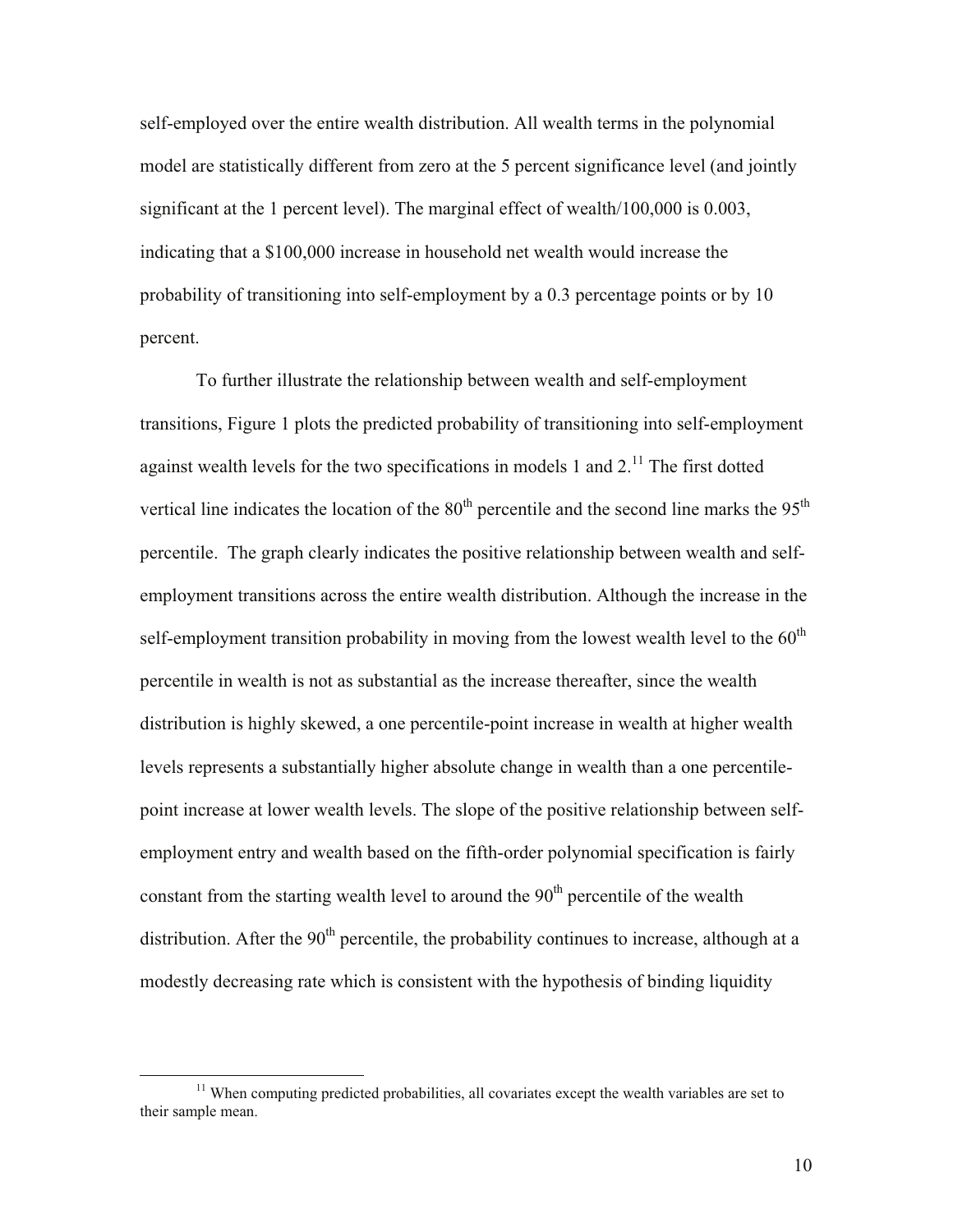self-employed over the entire wealth distribution. All wealth terms in the polynomial model are statistically different from zero at the 5 percent significance level (and jointly significant at the 1 percent level). The marginal effect of wealth/100,000 is 0.003, indicating that a $100,000 increase in household net wealth would increase the probability of transitioning into self-employment by a 0.3 percentage points or by 10 percent.

To further illustrate the relationship between wealth and self-employment transitions, Figure 1 plots the predicted probability of transitioning into self-employment against wealth levels for the two specifications in models 1 and 2.[11] The first dotted vertical line indicates the location of the 80th percentile and the second line marks the 95th percentile. The graph clearly indicates the positive relationship between wealth and self-employment transitions across the entire wealth distribution. Although the increase in the self-employment transition probability in moving from the lowest wealth level to the 60th percentile in wealth is not as substantial as the increase thereafter, since the wealth distribution is highly skewed, a one percentile-point increase in wealth at higher wealth levels represents a substantially higher absolute change in wealth than a one percentile-point increase at lower wealth levels. The slope of the positive relationship between self-employment entry and wealth based on the fifth-order polynomial specification is fairly constant from the starting wealth level to around the 90th percentile of the wealth distribution. After the 90th percentile, the probability continues to increase, although at a modestly decreasing rate which is consistent with the hypothesis of binding liquidity

[11] When computing predicted probabilities, all covariates except the wealth variables are set to their sample mean.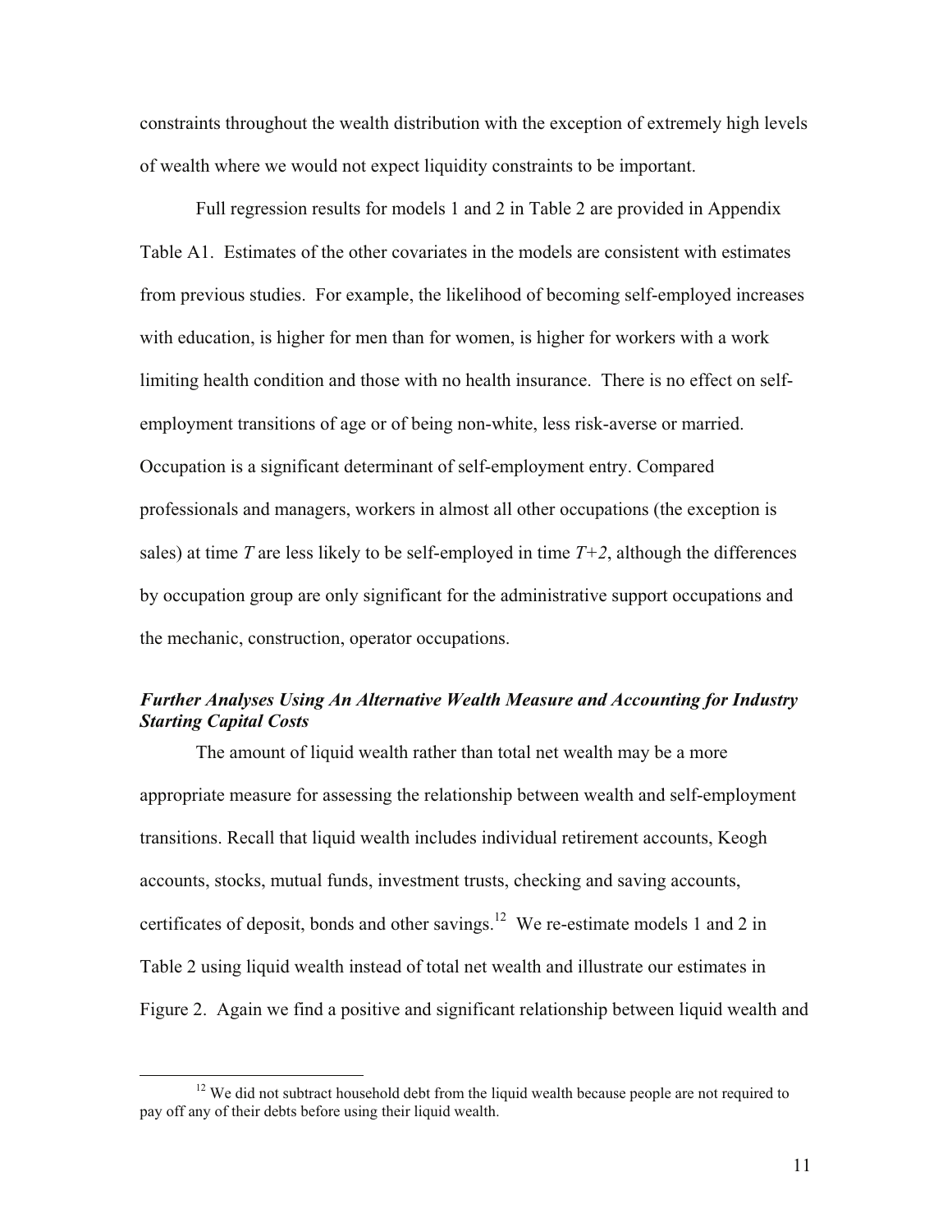constraints throughout the wealth distribution with the exception of extremely high levels of wealth where we would not expect liquidity constraints to be important.

Full regression results for models 1 and 2 in Table 2 are provided in Appendix Table A1. Estimates of the other covariates in the models are consistent with estimates from previous studies. For example, the likelihood of becoming self-employed increases with education, is higher for men than for women, is higher for workers with a work limiting health condition and those with no health insurance. There is no effect on self-employment transitions of age or of being non-white, less risk-averse or married. Occupation is a significant determinant of self-employment entry. Compared professionals and managers, workers in almost all other occupations (the exception is sales) at time *T* are less likely to be self-employed in time *T+2*, although the differences by occupation group are only significant for the administrative support occupations and the mechanic, construction, operator occupations.

### *Further Analyses Using An Alternative Wealth Measure and Accounting for Industry Starting Capital Costs*

The amount of liquid wealth rather than total net wealth may be a more appropriate measure for assessing the relationship between wealth and self-employment transitions. Recall that liquid wealth includes individual retirement accounts, Keogh accounts, stocks, mutual funds, investment trusts, checking and saving accounts, certificates of deposit, bonds and other savings.[12] We re-estimate models 1 and 2 in Table 2 using liquid wealth instead of total net wealth and illustrate our estimates in Figure 2. Again we find a positive and significant relationship between liquid wealth and

---

[12] We did not subtract household debt from the liquid wealth because people are not required to pay off any of their debts before using their liquid wealth.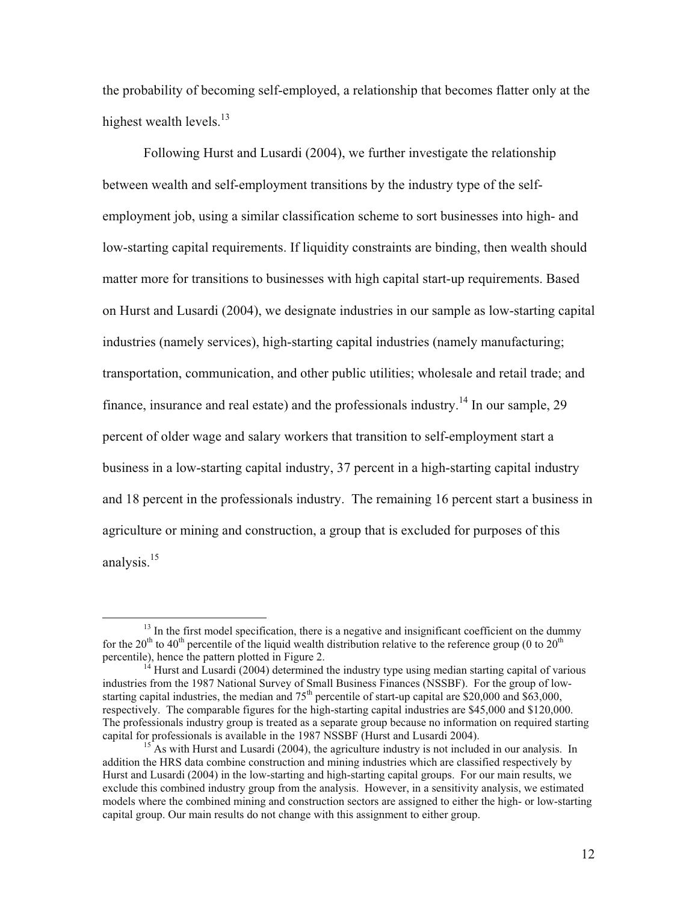the probability of becoming self-employed, a relationship that becomes flatter only at the highest wealth levels.[13]

Following Hurst and Lusardi (2004), we further investigate the relationship between wealth and self-employment transitions by the industry type of the self-employment job, using a similar classification scheme to sort businesses into high- and low-starting capital requirements. If liquidity constraints are binding, then wealth should matter more for transitions to businesses with high capital start-up requirements. Based on Hurst and Lusardi (2004), we designate industries in our sample as low-starting capital industries (namely services), high-starting capital industries (namely manufacturing; transportation, communication, and other public utilities; wholesale and retail trade; and finance, insurance and real estate) and the professionals industry.[14] In our sample, 29 percent of older wage and salary workers that transition to self-employment start a business in a low-starting capital industry, 37 percent in a high-starting capital industry and 18 percent in the professionals industry. The remaining 16 percent start a business in agriculture or mining and construction, a group that is excluded for purposes of this analysis.[15]

[13] In the first model specification, there is a negative and insignificant coefficient on the dummy for the 20th to 40th percentile of the liquid wealth distribution relative to the reference group (0 to 20th percentile), hence the pattern plotted in Figure 2.

[14] Hurst and Lusardi (2004) determined the industry type using median starting capital of various industries from the 1987 National Survey of Small Business Finances (NSSBF). For the group of low-starting capital industries, the median and 75th percentile of start-up capital are $20,000 and $63,000, respectively. The comparable figures for the high-starting capital industries are $45,000 and $120,000. The professionals industry group is treated as a separate group because no information on required starting capital for professionals is available in the 1987 NSSBF (Hurst and Lusardi 2004).

[15] As with Hurst and Lusardi (2004), the agriculture industry is not included in our analysis. In addition the HRS data combine construction and mining industries which are classified respectively by Hurst and Lusardi (2004) in the low-starting and high-starting capital groups. For our main results, we exclude this combined industry group from the analysis. However, in a sensitivity analysis, we estimated models where the combined mining and construction sectors are assigned to either the high- or low-starting capital group. Our main results do not change with this assignment to either group.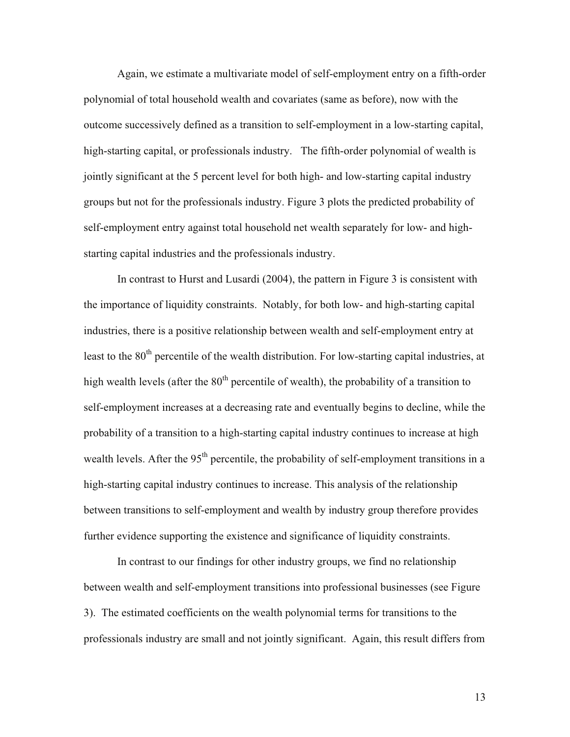Again, we estimate a multivariate model of self-employment entry on a fifth-order polynomial of total household wealth and covariates (same as before), now with the outcome successively defined as a transition to self-employment in a low-starting capital, high-starting capital, or professionals industry. The fifth-order polynomial of wealth is jointly significant at the 5 percent level for both high- and low-starting capital industry groups but not for the professionals industry. Figure 3 plots the predicted probability of self-employment entry against total household net wealth separately for low- and high-starting capital industries and the professionals industry.

In contrast to Hurst and Lusardi (2004), the pattern in Figure 3 is consistent with the importance of liquidity constraints. Notably, for both low- and high-starting capital industries, there is a positive relationship between wealth and self-employment entry at least to the 80th percentile of the wealth distribution. For low-starting capital industries, at high wealth levels (after the 80th percentile of wealth), the probability of a transition to self-employment increases at a decreasing rate and eventually begins to decline, while the probability of a transition to a high-starting capital industry continues to increase at high wealth levels. After the 95th percentile, the probability of self-employment transitions in a high-starting capital industry continues to increase. This analysis of the relationship between transitions to self-employment and wealth by industry group therefore provides further evidence supporting the existence and significance of liquidity constraints.

In contrast to our findings for other industry groups, we find no relationship between wealth and self-employment transitions into professional businesses (see Figure 3). The estimated coefficients on the wealth polynomial terms for transitions to the professionals industry are small and not jointly significant. Again, this result differs from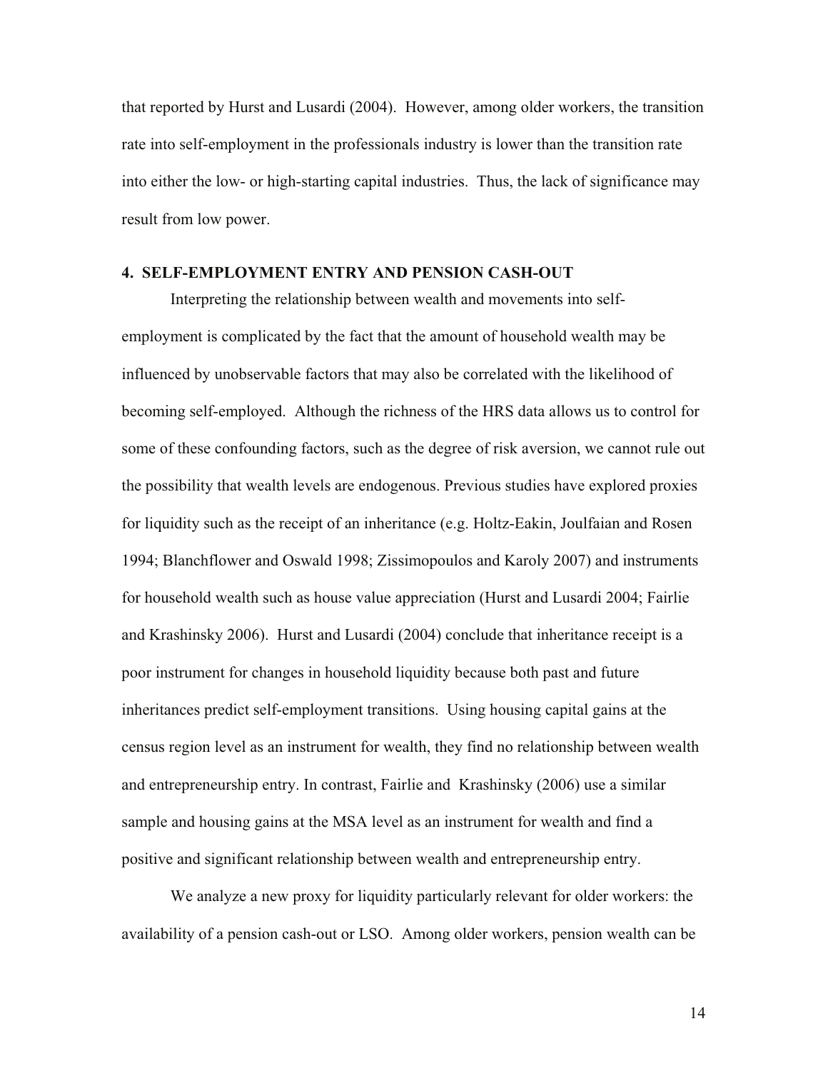that reported by Hurst and Lusardi (2004). However, among older workers, the transition rate into self-employment in the professionals industry is lower than the transition rate into either the low- or high-starting capital industries. Thus, the lack of significance may result from low power.

## 4. SELF-EMPLOYMENT ENTRY AND PENSION CASH-OUT

Interpreting the relationship between wealth and movements into self-employment is complicated by the fact that the amount of household wealth may be influenced by unobservable factors that may also be correlated with the likelihood of becoming self-employed. Although the richness of the HRS data allows us to control for some of these confounding factors, such as the degree of risk aversion, we cannot rule out the possibility that wealth levels are endogenous. Previous studies have explored proxies for liquidity such as the receipt of an inheritance (e.g. Holtz-Eakin, Joulfaian and Rosen 1994; Blanchflower and Oswald 1998; Zissimopoulos and Karoly 2007) and instruments for household wealth such as house value appreciation (Hurst and Lusardi 2004; Fairlie and Krashinsky 2006). Hurst and Lusardi (2004) conclude that inheritance receipt is a poor instrument for changes in household liquidity because both past and future inheritances predict self-employment transitions. Using housing capital gains at the census region level as an instrument for wealth, they find no relationship between wealth and entrepreneurship entry. In contrast, Fairlie and Krashinsky (2006) use a similar sample and housing gains at the MSA level as an instrument for wealth and find a positive and significant relationship between wealth and entrepreneurship entry.

We analyze a new proxy for liquidity particularly relevant for older workers: the availability of a pension cash-out or LSO. Among older workers, pension wealth can be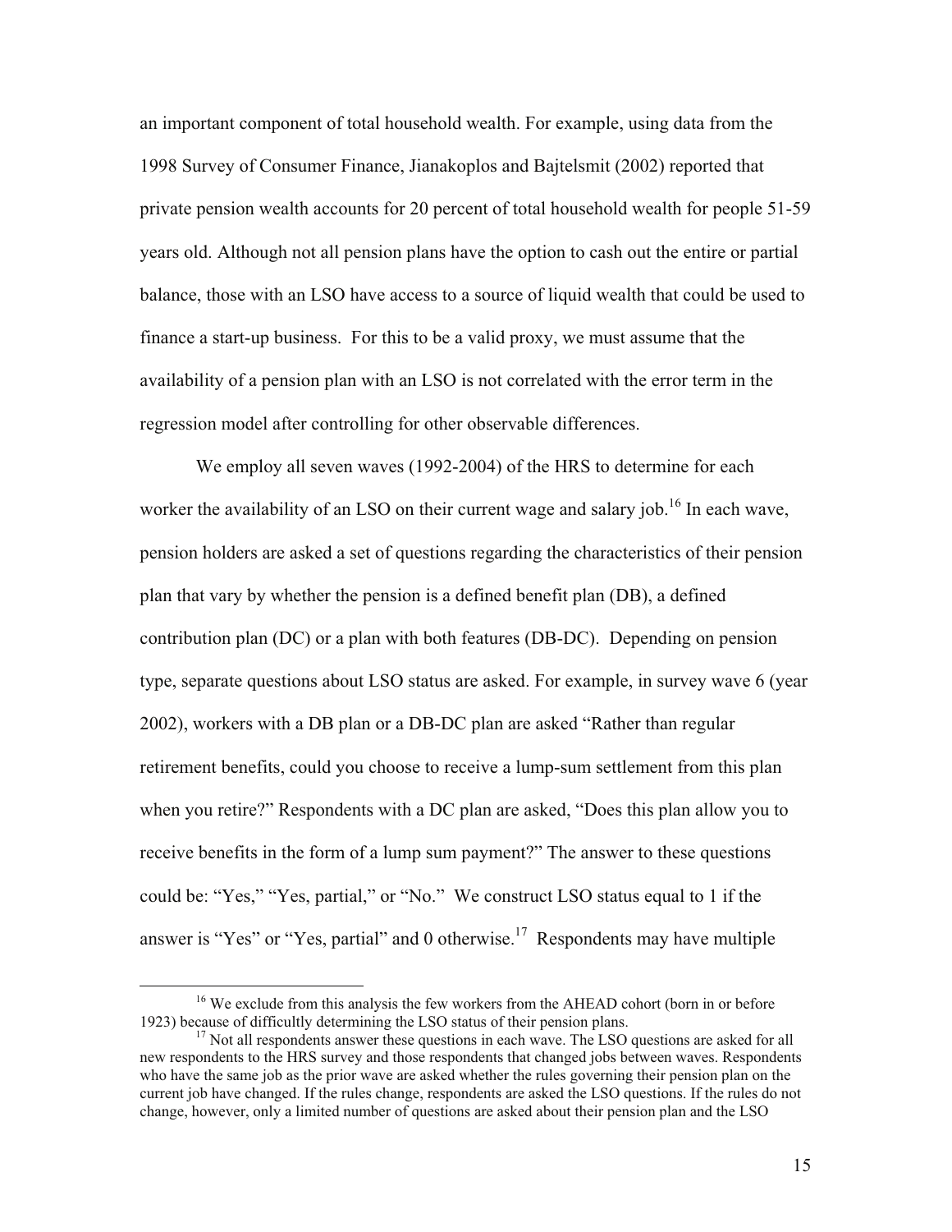an important component of total household wealth. For example, using data from the 1998 Survey of Consumer Finance, Jianakoplos and Bajtelsmit (2002) reported that private pension wealth accounts for 20 percent of total household wealth for people 51-59 years old. Although not all pension plans have the option to cash out the entire or partial balance, those with an LSO have access to a source of liquid wealth that could be used to finance a start-up business. For this to be a valid proxy, we must assume that the availability of a pension plan with an LSO is not correlated with the error term in the regression model after controlling for other observable differences.

We employ all seven waves (1992-2004) of the HRS to determine for each worker the availability of an LSO on their current wage and salary job.[16] In each wave, pension holders are asked a set of questions regarding the characteristics of their pension plan that vary by whether the pension is a defined benefit plan (DB), a defined contribution plan (DC) or a plan with both features (DB-DC). Depending on pension type, separate questions about LSO status are asked. For example, in survey wave 6 (year 2002), workers with a DB plan or a DB-DC plan are asked "Rather than regular retirement benefits, could you choose to receive a lump-sum settlement from this plan when you retire?" Respondents with a DC plan are asked, "Does this plan allow you to receive benefits in the form of a lump sum payment?" The answer to these questions could be: "Yes," "Yes, partial," or "No." We construct LSO status equal to 1 if the answer is "Yes" or "Yes, partial" and 0 otherwise.[17] Respondents may have multiple

---

[16] We exclude from this analysis the few workers from the AHEAD cohort (born in or before 1923) because of difficultly determining the LSO status of their pension plans.

[17] Not all respondents answer these questions in each wave. The LSO questions are asked for all new respondents to the HRS survey and those respondents that changed jobs between waves. Respondents who have the same job as the prior wave are asked whether the rules governing their pension plan on the current job have changed. If the rules change, respondents are asked the LSO questions. If the rules do not change, however, only a limited number of questions are asked about their pension plan and the LSO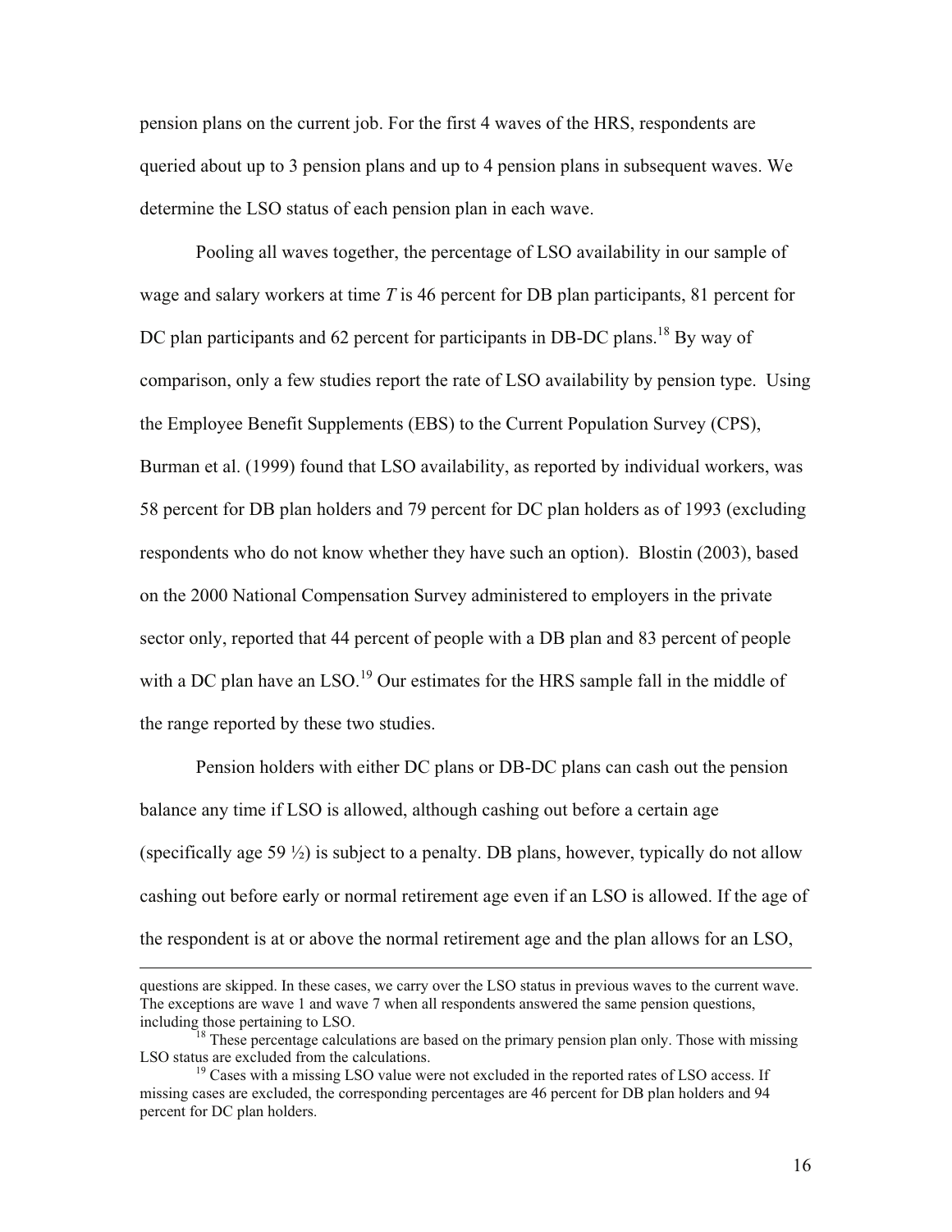pension plans on the current job. For the first 4 waves of the HRS, respondents are queried about up to 3 pension plans and up to 4 pension plans in subsequent waves. We determine the LSO status of each pension plan in each wave.

Pooling all waves together, the percentage of LSO availability in our sample of wage and salary workers at time *T* is 46 percent for DB plan participants, 81 percent for DC plan participants and 62 percent for participants in DB-DC plans.[18] By way of comparison, only a few studies report the rate of LSO availability by pension type. Using the Employee Benefit Supplements (EBS) to the Current Population Survey (CPS), Burman et al. (1999) found that LSO availability, as reported by individual workers, was 58 percent for DB plan holders and 79 percent for DC plan holders as of 1993 (excluding respondents who do not know whether they have such an option). Blostin (2003), based on the 2000 National Compensation Survey administered to employers in the private sector only, reported that 44 percent of people with a DB plan and 83 percent of people with a DC plan have an LSO.[19] Our estimates for the HRS sample fall in the middle of the range reported by these two studies.

Pension holders with either DC plans or DB-DC plans can cash out the pension balance any time if LSO is allowed, although cashing out before a certain age (specifically age 59 ½) is subject to a penalty. DB plans, however, typically do not allow cashing out before early or normal retirement age even if an LSO is allowed. If the age of the respondent is at or above the normal retirement age and the plan allows for an LSO,

---

questions are skipped. In these cases, we carry over the LSO status in previous waves to the current wave. The exceptions are wave 1 and wave 7 when all respondents answered the same pension questions, including those pertaining to LSO.

[18] These percentage calculations are based on the primary pension plan only. Those with missing LSO status are excluded from the calculations.

[19] Cases with a missing LSO value were not excluded in the reported rates of LSO access. If missing cases are excluded, the corresponding percentages are 46 percent for DB plan holders and 94 percent for DC plan holders.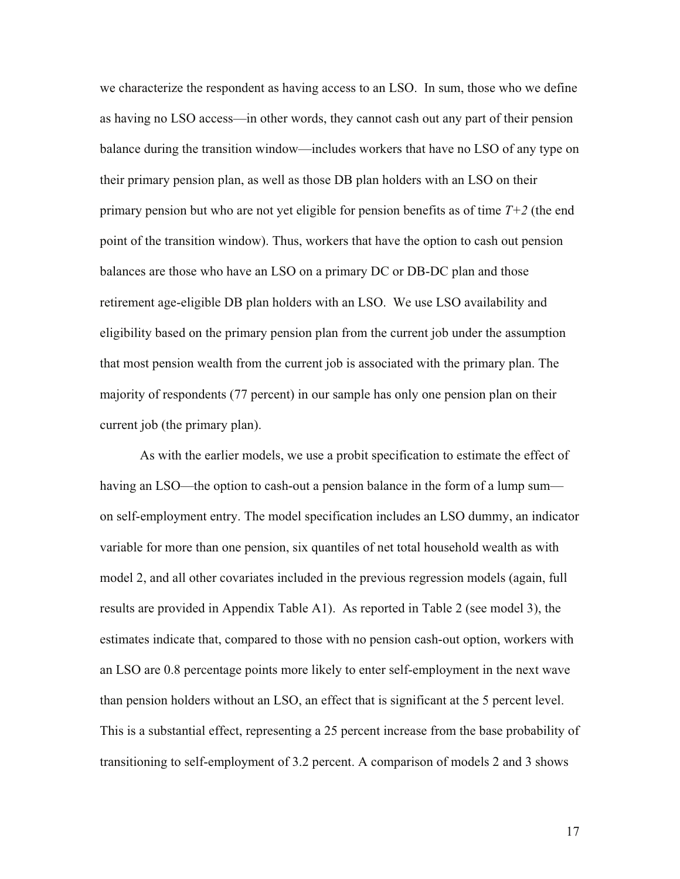we characterize the respondent as having access to an LSO. In sum, those who we define as having no LSO access—in other words, they cannot cash out any part of their pension balance during the transition window—includes workers that have no LSO of any type on their primary pension plan, as well as those DB plan holders with an LSO on their primary pension but who are not yet eligible for pension benefits as of time *T+2* (the end point of the transition window). Thus, workers that have the option to cash out pension balances are those who have an LSO on a primary DC or DB-DC plan and those retirement age-eligible DB plan holders with an LSO. We use LSO availability and eligibility based on the primary pension plan from the current job under the assumption that most pension wealth from the current job is associated with the primary plan. The majority of respondents (77 percent) in our sample has only one pension plan on their current job (the primary plan).

As with the earlier models, we use a probit specification to estimate the effect of having an LSO—the option to cash-out a pension balance in the form of a lump sum—on self-employment entry. The model specification includes an LSO dummy, an indicator variable for more than one pension, six quantiles of net total household wealth as with model 2, and all other covariates included in the previous regression models (again, full results are provided in Appendix Table A1). As reported in Table 2 (see model 3), the estimates indicate that, compared to those with no pension cash-out option, workers with an LSO are 0.8 percentage points more likely to enter self-employment in the next wave than pension holders without an LSO, an effect that is significant at the 5 percent level. This is a substantial effect, representing a 25 percent increase from the base probability of transitioning to self-employment of 3.2 percent. A comparison of models 2 and 3 shows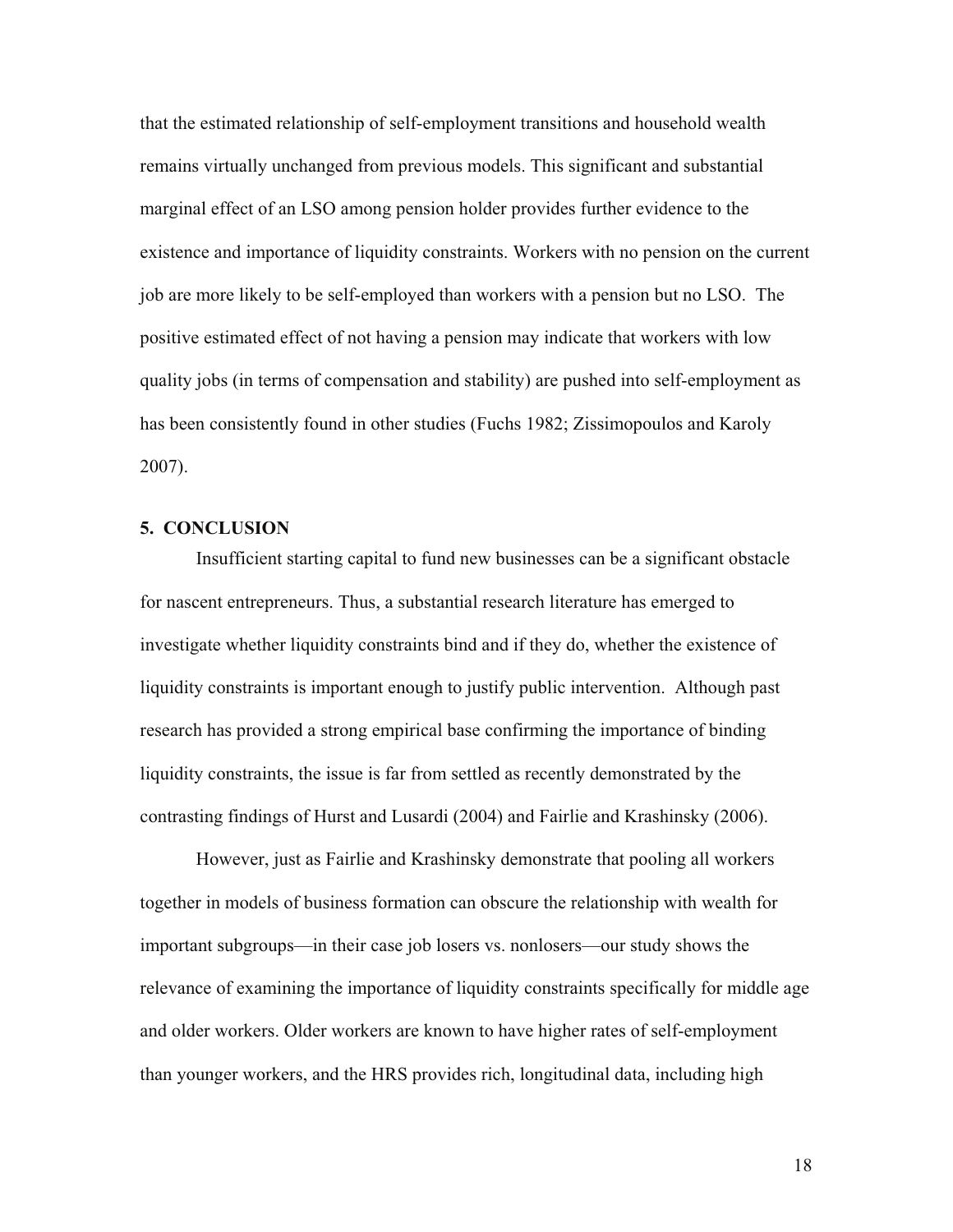that the estimated relationship of self-employment transitions and household wealth remains virtually unchanged from previous models. This significant and substantial marginal effect of an LSO among pension holder provides further evidence to the existence and importance of liquidity constraints. Workers with no pension on the current job are more likely to be self-employed than workers with a pension but no LSO. The positive estimated effect of not having a pension may indicate that workers with low quality jobs (in terms of compensation and stability) are pushed into self-employment as has been consistently found in other studies (Fuchs 1982; Zissimopoulos and Karoly 2007).

## 5. CONCLUSION

Insufficient starting capital to fund new businesses can be a significant obstacle for nascent entrepreneurs. Thus, a substantial research literature has emerged to investigate whether liquidity constraints bind and if they do, whether the existence of liquidity constraints is important enough to justify public intervention. Although past research has provided a strong empirical base confirming the importance of binding liquidity constraints, the issue is far from settled as recently demonstrated by the contrasting findings of Hurst and Lusardi (2004) and Fairlie and Krashinsky (2006).

However, just as Fairlie and Krashinsky demonstrate that pooling all workers together in models of business formation can obscure the relationship with wealth for important subgroups—in their case job losers vs. nonlosers—our study shows the relevance of examining the importance of liquidity constraints specifically for middle age and older workers. Older workers are known to have higher rates of self-employment than younger workers, and the HRS provides rich, longitudinal data, including high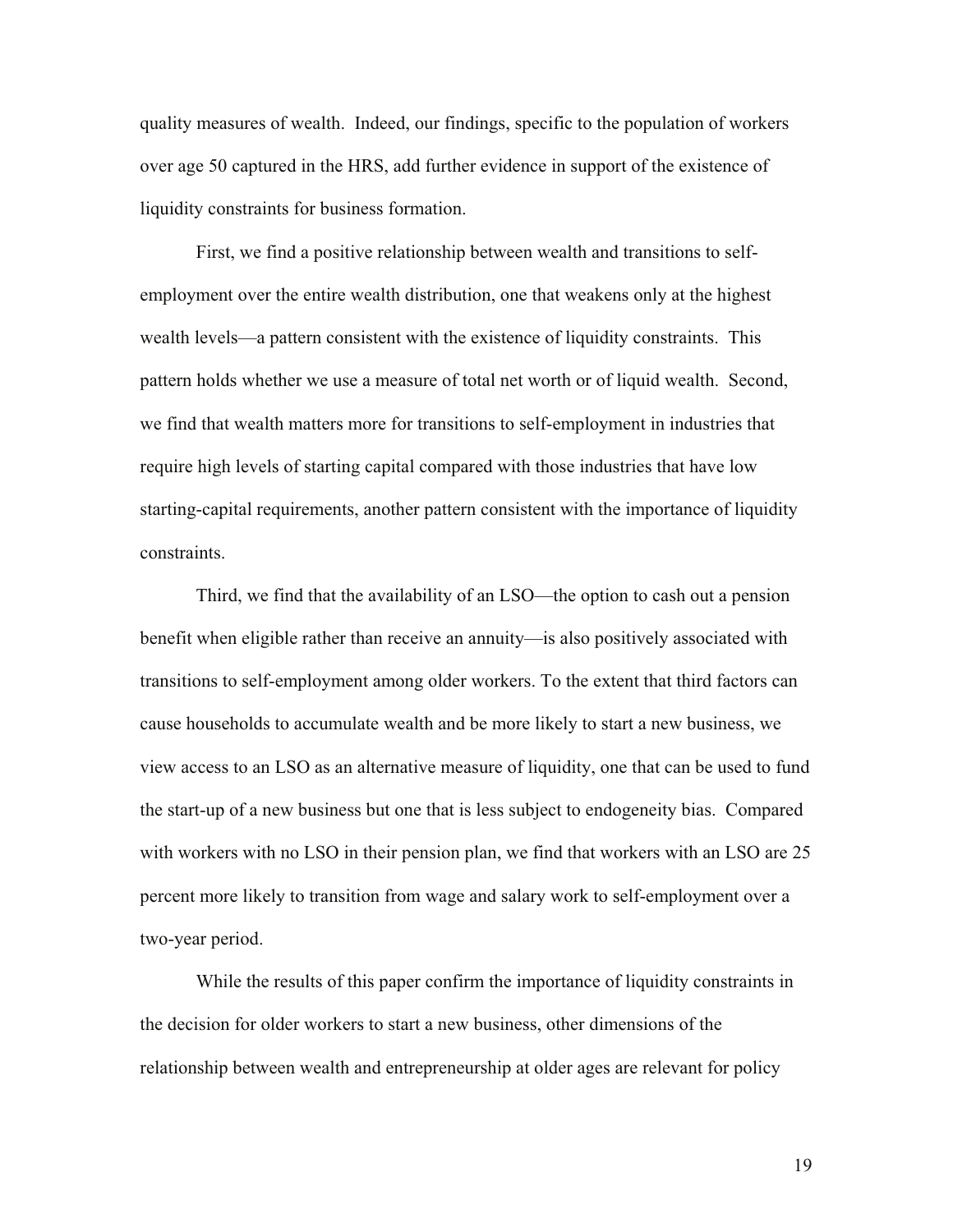quality measures of wealth. Indeed, our findings, specific to the population of workers over age 50 captured in the HRS, add further evidence in support of the existence of liquidity constraints for business formation.

First, we find a positive relationship between wealth and transitions to self-employment over the entire wealth distribution, one that weakens only at the highest wealth levels—a pattern consistent with the existence of liquidity constraints. This pattern holds whether we use a measure of total net worth or of liquid wealth. Second, we find that wealth matters more for transitions to self-employment in industries that require high levels of starting capital compared with those industries that have low starting-capital requirements, another pattern consistent with the importance of liquidity constraints.

Third, we find that the availability of an LSO—the option to cash out a pension benefit when eligible rather than receive an annuity—is also positively associated with transitions to self-employment among older workers. To the extent that third factors can cause households to accumulate wealth and be more likely to start a new business, we view access to an LSO as an alternative measure of liquidity, one that can be used to fund the start-up of a new business but one that is less subject to endogeneity bias. Compared with workers with no LSO in their pension plan, we find that workers with an LSO are 25 percent more likely to transition from wage and salary work to self-employment over a two-year period.

While the results of this paper confirm the importance of liquidity constraints in the decision for older workers to start a new business, other dimensions of the relationship between wealth and entrepreneurship at older ages are relevant for policy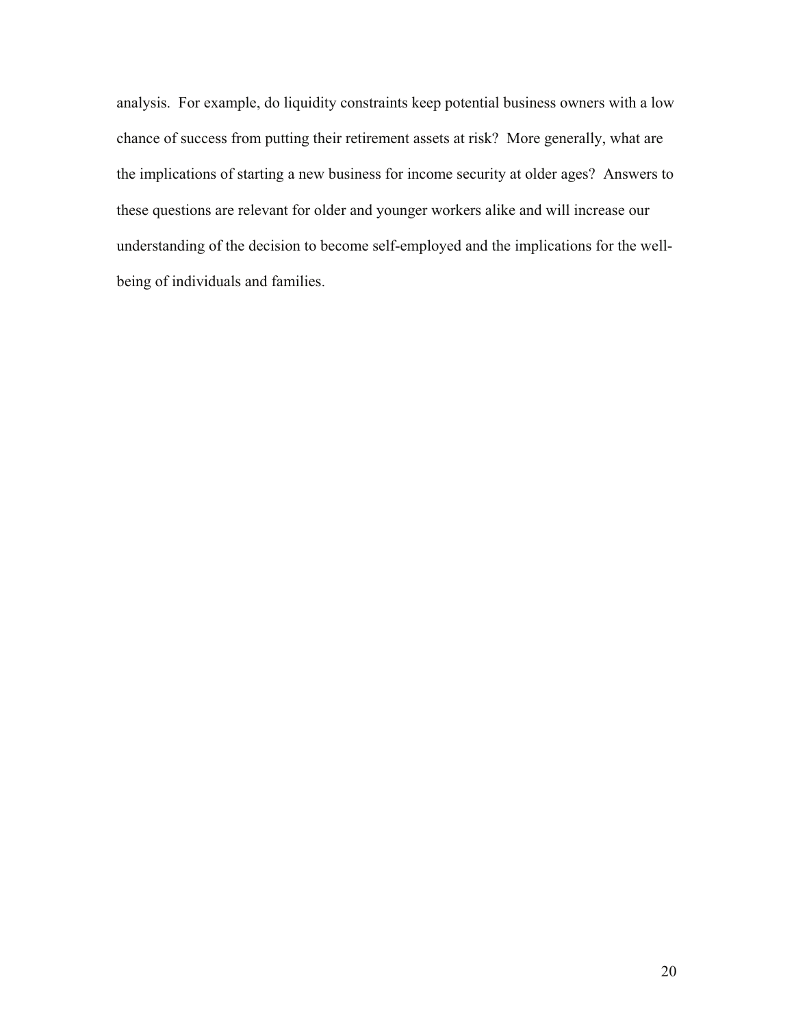analysis. For example, do liquidity constraints keep potential business owners with a low chance of success from putting their retirement assets at risk? More generally, what are the implications of starting a new business for income security at older ages? Answers to these questions are relevant for older and younger workers alike and will increase our understanding of the decision to become self-employed and the implications for the well-being of individuals and families.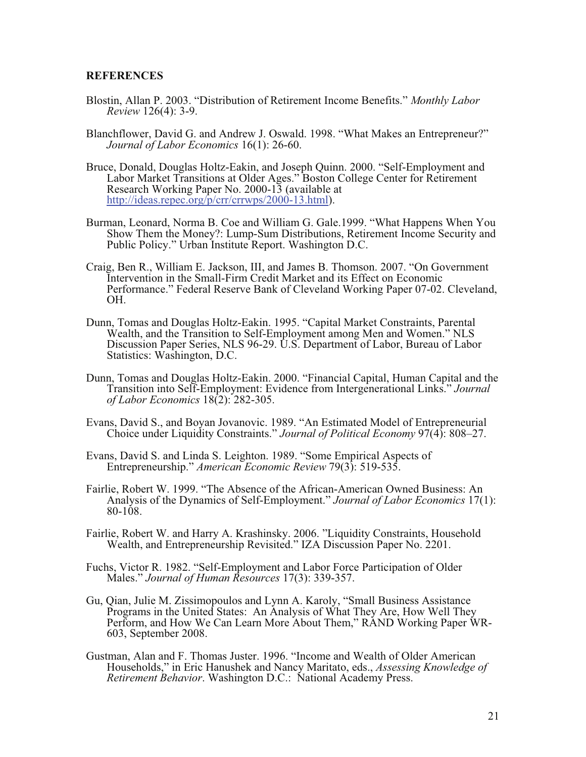## REFERENCES

Blostin, Allan P. 2003. "Distribution of Retirement Income Benefits." *Monthly Labor Review* 126(4): 3-9.

Blanchflower, David G. and Andrew J. Oswald. 1998. "What Makes an Entrepreneur?" *Journal of Labor Economics* 16(1): 26-60.

Bruce, Donald, Douglas Holtz-Eakin, and Joseph Quinn. 2000. "Self-Employment and Labor Market Transitions at Older Ages." Boston College Center for Retirement Research Working Paper No. 2000-13 (available at http://ideas.repec.org/p/crr/crrwps/2000-13.html).

Burman, Leonard, Norma B. Coe and William G. Gale.1999. "What Happens When You Show Them the Money?: Lump-Sum Distributions, Retirement Income Security and Public Policy." Urban Institute Report. Washington D.C.

Craig, Ben R., William E. Jackson, III, and James B. Thomson. 2007. "On Government Intervention in the Small-Firm Credit Market and its Effect on Economic Performance." Federal Reserve Bank of Cleveland Working Paper 07-02. Cleveland, OH.

Dunn, Tomas and Douglas Holtz-Eakin. 1995. "Capital Market Constraints, Parental Wealth, and the Transition to Self-Employment among Men and Women." NLS Discussion Paper Series, NLS 96-29. U.S. Department of Labor, Bureau of Labor Statistics: Washington, D.C.

Dunn, Tomas and Douglas Holtz-Eakin. 2000. "Financial Capital, Human Capital and the Transition into Self-Employment: Evidence from Intergenerational Links." *Journal of Labor Economics* 18(2): 282-305.

Evans, David S., and Boyan Jovanovic. 1989. "An Estimated Model of Entrepreneurial Choice under Liquidity Constraints." *Journal of Political Economy* 97(4): 808–27.

Evans, David S. and Linda S. Leighton. 1989. "Some Empirical Aspects of Entrepreneurship." *American Economic Review* 79(3): 519-535.

Fairlie, Robert W. 1999. "The Absence of the African-American Owned Business: An Analysis of the Dynamics of Self-Employment." *Journal of Labor Economics* 17(1): 80-108.

Fairlie, Robert W. and Harry A. Krashinsky. 2006. "Liquidity Constraints, Household Wealth, and Entrepreneurship Revisited." IZA Discussion Paper No. 2201.

Fuchs, Victor R. 1982. "Self-Employment and Labor Force Participation of Older Males." *Journal of Human Resources* 17(3): 339-357.

Gu, Qian, Julie M. Zissimopoulos and Lynn A. Karoly, "Small Business Assistance Programs in the United States: An Analysis of What They Are, How Well They Perform, and How We Can Learn More About Them," RAND Working Paper WR-603, September 2008.

Gustman, Alan and F. Thomas Juster. 1996. "Income and Wealth of Older American Households," in Eric Hanushek and Nancy Maritato, eds., *Assessing Knowledge of Retirement Behavior*. Washington D.C.: National Academy Press.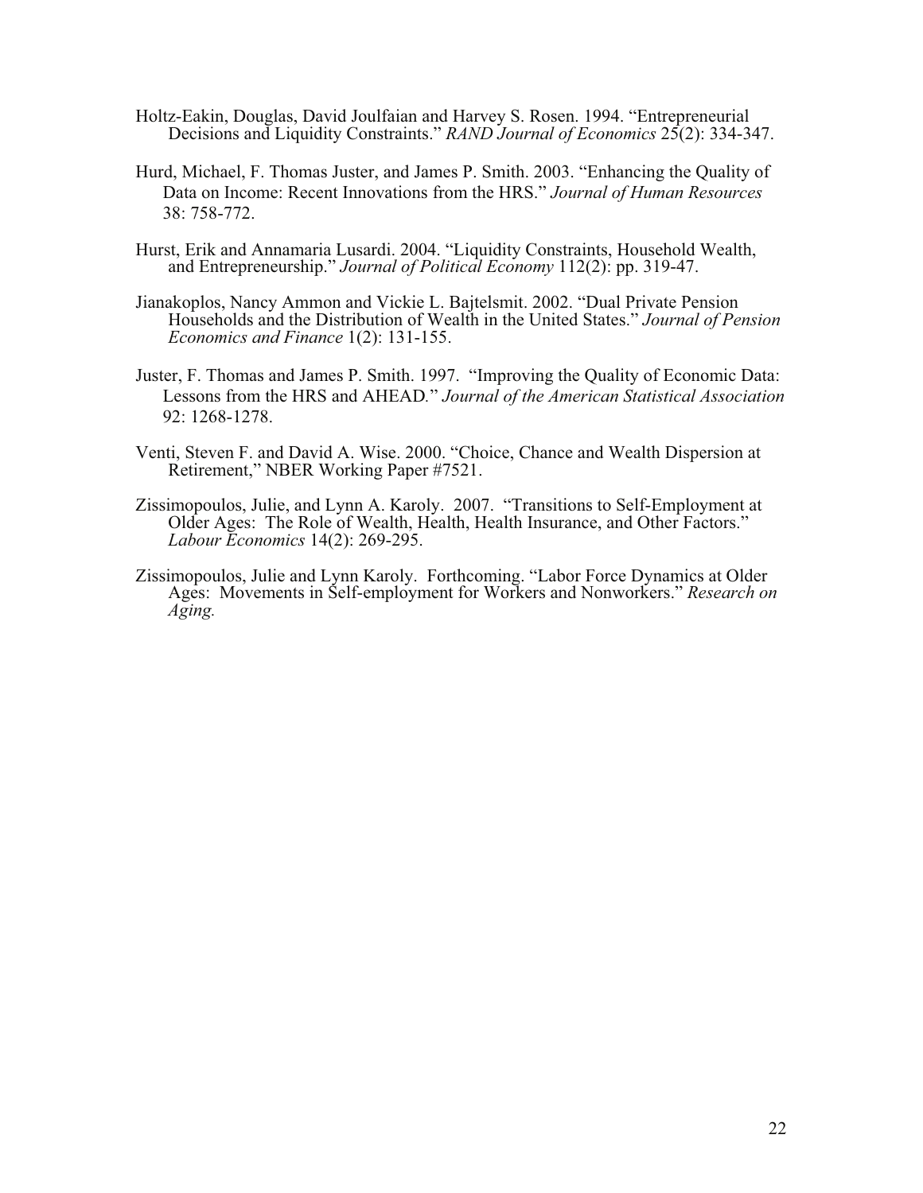Holtz-Eakin, Douglas, David Joulfaian and Harvey S. Rosen. 1994. "Entrepreneurial Decisions and Liquidity Constraints." *RAND Journal of Economics* 25(2): 334-347.

Hurd, Michael, F. Thomas Juster, and James P. Smith. 2003. "Enhancing the Quality of Data on Income: Recent Innovations from the HRS." *Journal of Human Resources* 38: 758-772.

Hurst, Erik and Annamaria Lusardi. 2004. "Liquidity Constraints, Household Wealth, and Entrepreneurship." *Journal of Political Economy* 112(2): pp. 319-47.

Jianakoplos, Nancy Ammon and Vickie L. Bajtelsmit. 2002. "Dual Private Pension Households and the Distribution of Wealth in the United States." *Journal of Pension Economics and Finance* 1(2): 131-155.

Juster, F. Thomas and James P. Smith. 1997. "Improving the Quality of Economic Data: Lessons from the HRS and AHEAD." *Journal of the American Statistical Association* 92: 1268-1278.

Venti, Steven F. and David A. Wise. 2000. "Choice, Chance and Wealth Dispersion at Retirement," NBER Working Paper #7521.

Zissimopoulos, Julie, and Lynn A. Karoly. 2007. "Transitions to Self-Employment at Older Ages: The Role of Wealth, Health, Health Insurance, and Other Factors." *Labour Economics* 14(2): 269-295.

Zissimopoulos, Julie and Lynn Karoly. Forthcoming. "Labor Force Dynamics at Older Ages: Movements in Self-employment for Workers and Nonworkers." *Research on Aging.*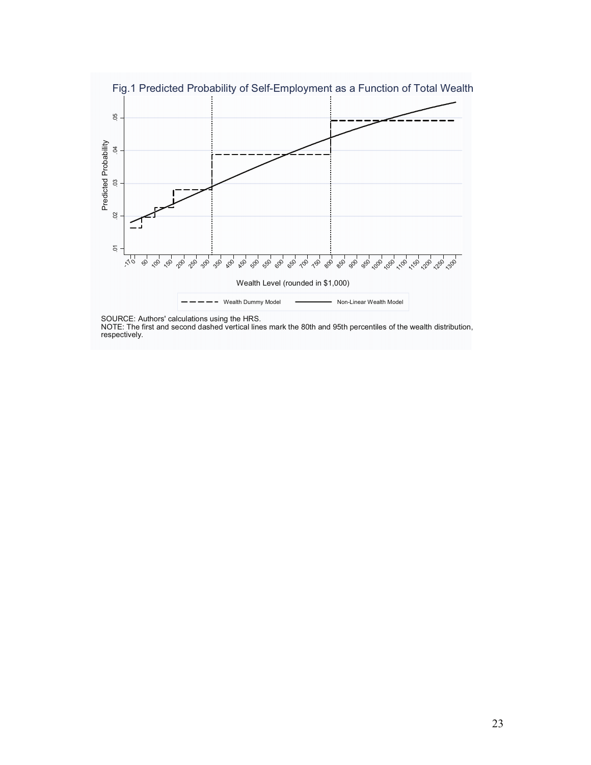Fig.1 Predicted Probability of Self-Employment as a Function of Total Wealth

SOURCE: Authors' calculations using the HRS.
NOTE: The first and second dashed vertical lines mark the 80th and 95th percentiles of the wealth distribution, respectively.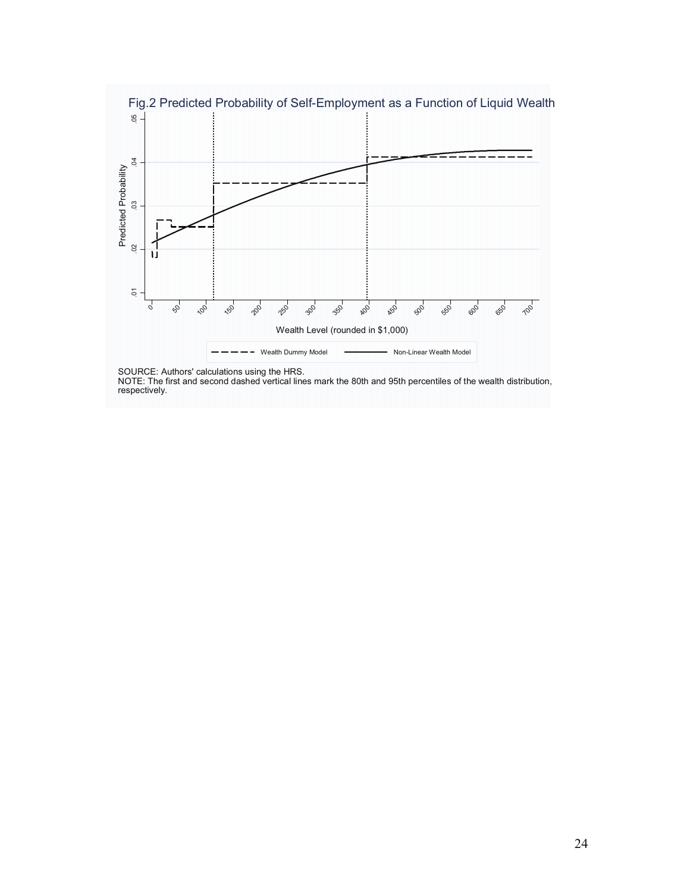Fig.2 Predicted Probability of Self-Employment as a Function of Liquid Wealth

SOURCE: Authors' calculations using the HRS.
NOTE: The first and second dashed vertical lines mark the 80th and 95th percentiles of the wealth distribution, respectively.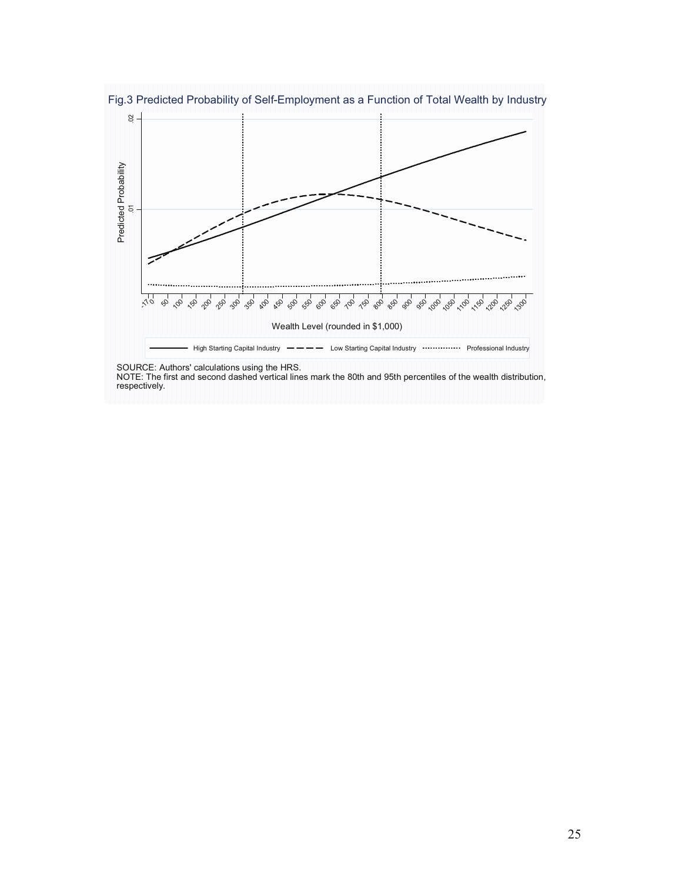Fig.3 Predicted Probability of Self-Employment as a Function of Total Wealth by Industry

SOURCE: Authors' calculations using the HRS.
NOTE: The first and second dashed vertical lines mark the 80th and 95th percentiles of the wealth distribution, respectively.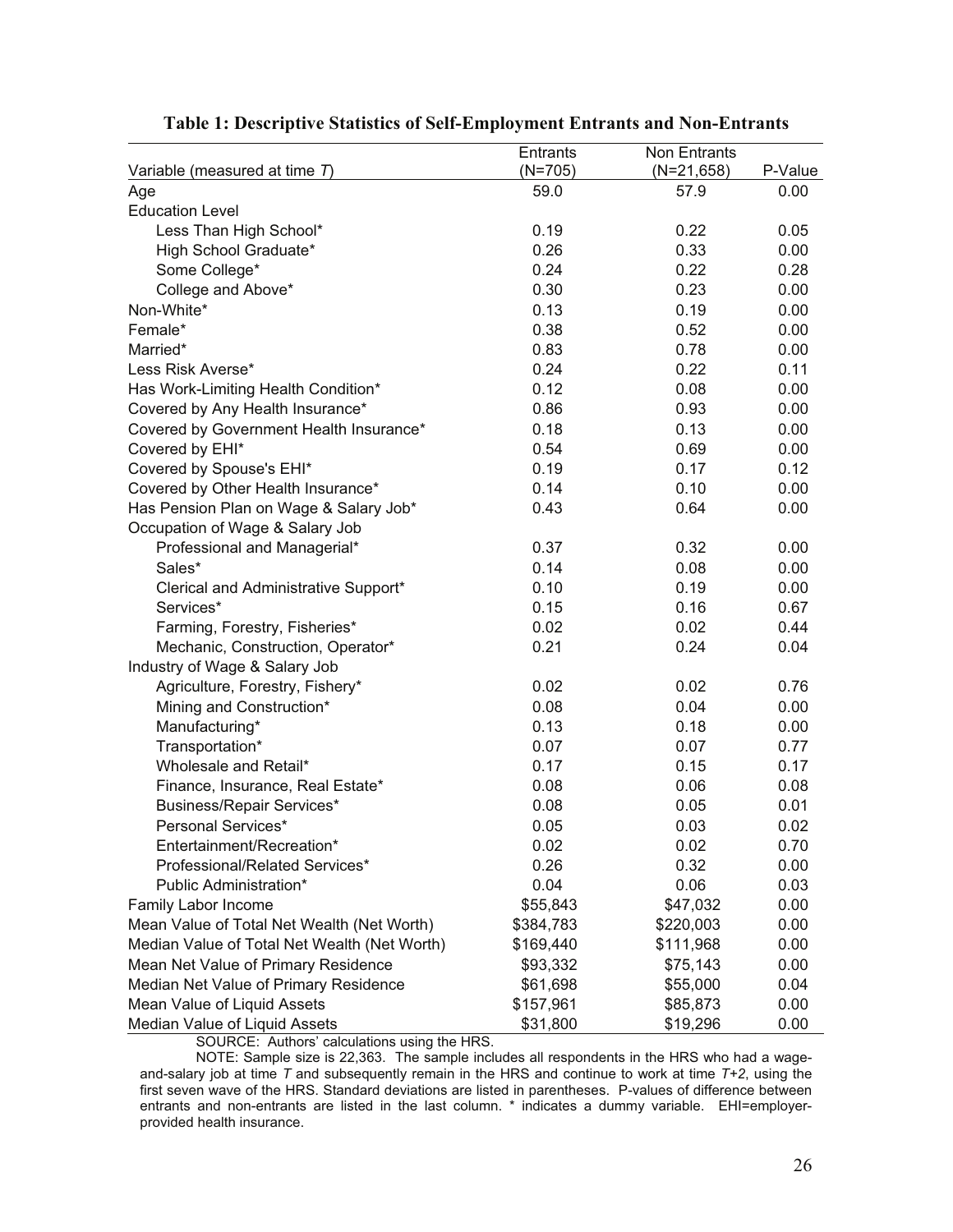**Table 1: Descriptive Statistics of Self-Employment Entrants and Non-Entrants**

| Variable (measured at time *T*) | Entrants (N=705) | Non Entrants (N=21,658) | P-Value |
|---|---|---|---|
| Age | 59.0 | 57.9 | 0.00 |
| Education Level | | | |
| Less Than High School* | 0.19 | 0.22 | 0.05 |
| High School Graduate* | 0.26 | 0.33 | 0.00 |
| Some College* | 0.24 | 0.22 | 0.28 |
| College and Above* | 0.30 | 0.23 | 0.00 |
| Non-White* | 0.13 | 0.19 | 0.00 |
| Female* | 0.38 | 0.52 | 0.00 |
| Married* | 0.83 | 0.78 | 0.00 |
| Less Risk Averse* | 0.24 | 0.22 | 0.11 |
| Has Work-Limiting Health Condition* | 0.12 | 0.08 | 0.00 |
| Covered by Any Health Insurance* | 0.86 | 0.93 | 0.00 |
| Covered by Government Health Insurance* | 0.18 | 0.13 | 0.00 |
| Covered by EHI* | 0.54 | 0.69 | 0.00 |
| Covered by Spouse's EHI* | 0.19 | 0.17 | 0.12 |
| Covered by Other Health Insurance* | 0.14 | 0.10 | 0.00 |
| Has Pension Plan on Wage & Salary Job* | 0.43 | 0.64 | 0.00 |
| Occupation of Wage & Salary Job | | | |
| Professional and Managerial* | 0.37 | 0.32 | 0.00 |
| Sales* | 0.14 | 0.08 | 0.00 |
| Clerical and Administrative Support* | 0.10 | 0.19 | 0.00 |
| Services* | 0.15 | 0.16 | 0.67 |
| Farming, Forestry, Fisheries* | 0.02 | 0.02 | 0.44 |
| Mechanic, Construction, Operator* | 0.21 | 0.24 | 0.04 |
| Industry of Wage & Salary Job | | | |
| Agriculture, Forestry, Fishery* | 0.02 | 0.02 | 0.76 |
| Mining and Construction* | 0.08 | 0.04 | 0.00 |
| Manufacturing* | 0.13 | 0.18 | 0.00 |
| Transportation* | 0.07 | 0.07 | 0.77 |
| Wholesale and Retail* | 0.17 | 0.15 | 0.17 |
| Finance, Insurance, Real Estate* | 0.08 | 0.06 | 0.08 |
| Business/Repair Services* | 0.08 | 0.05 | 0.01 |
| Personal Services* | 0.05 | 0.03 | 0.02 |
| Entertainment/Recreation* | 0.02 | 0.02 | 0.70 |
| Professional/Related Services* | 0.26 | 0.32 | 0.00 |
| Public Administration* | 0.04 | 0.06 | 0.03 |
| Family Labor Income | $55,843 | $47,032 | 0.00 |
| Mean Value of Total Net Wealth (Net Worth) | $384,783 | $220,003 | 0.00 |
| Median Value of Total Net Wealth (Net Worth) | $169,440 | $111,968 | 0.00 |
| Mean Net Value of Primary Residence | $93,332 | $75,143 | 0.00 |
| Median Net Value of Primary Residence | $61,698 | $55,000 | 0.04 |
| Mean Value of Liquid Assets | $157,961 | $85,873 | 0.00 |
| Median Value of Liquid Assets | $31,800 | $19,296 | 0.00 |

SOURCE: Authors' calculations using the HRS.

NOTE: Sample size is 22,363. The sample includes all respondents in the HRS who had a wage-and-salary job at time *T* and subsequently remain in the HRS and continue to work at time *T+2*, using the first seven wave of the HRS. Standard deviations are listed in parentheses. P-values of difference between entrants and non-entrants are listed in the last column. * indicates a dummy variable. EHI=employer-provided health insurance.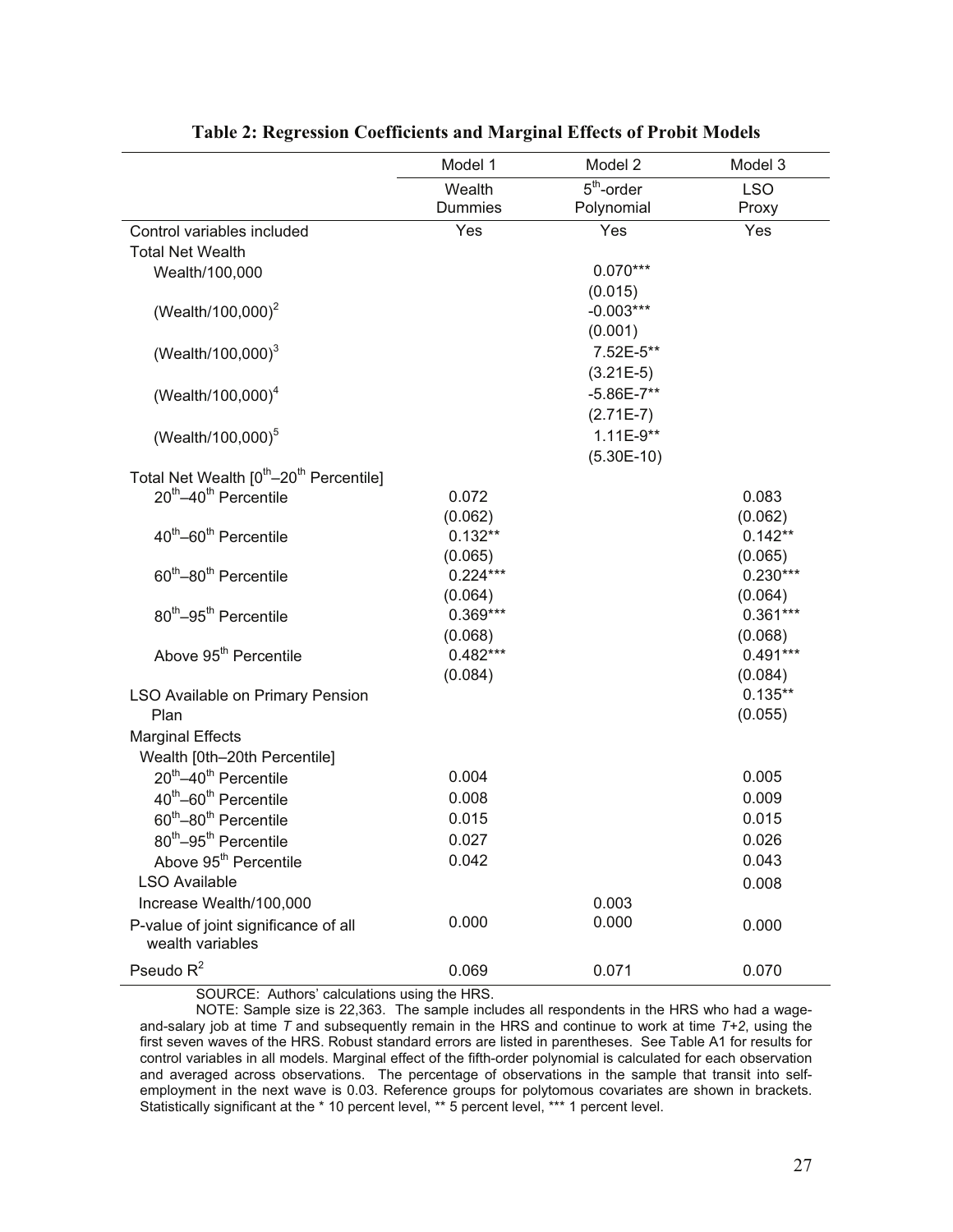**Table 2: Regression Coefficients and Marginal Effects of Probit Models**

| | Model 1 | Model 2 | Model 3 |
|---|---|---|---|
| | Wealth Dummies | $5^{th}$-order Polynomial | LSO Proxy |
| Control variables included | Yes | Yes | Yes |
| Total Net Wealth | | | |
| Wealth/100,000 | | 0.070*** | |
| | | (0.015) | |
| $(\text{Wealth}/100{,}000)^2$ | | -0.003*** | |
| | | (0.001) | |
| $(\text{Wealth}/100{,}000)^3$ | | 7.52E-5** | |
| | | (3.21E-5) | |
| $(\text{Wealth}/100{,}000)^4$ | | -5.86E-7** | |
| | | (2.71E-7) | |
| $(\text{Wealth}/100{,}000)^5$ | | 1.11E-9** | |
| | | (5.30E-10) | |
| Total Net Wealth [$0^{th}$–$20^{th}$ Percentile] | | | |
| $20^{th}$–$40^{th}$ Percentile | 0.072 | | 0.083 |
| | (0.062) | | (0.062) |
| $40^{th}$–$60^{th}$ Percentile | 0.132** | | 0.142** |
| | (0.065) | | (0.065) |
| $60^{th}$–$80^{th}$ Percentile | 0.224*** | | 0.230*** |
| | (0.064) | | (0.064) |
| $80^{th}$–$95^{th}$ Percentile | 0.369*** | | 0.361*** |
| | (0.068) | | (0.068) |
| Above $95^{th}$ Percentile | 0.482*** | | 0.491*** |
| | (0.084) | | (0.084) |
| LSO Available on Primary Pension Plan | | | 0.135** |
| | | | (0.055) |
| Marginal Effects | | | |
| Wealth [0th–20th Percentile] | | | |
| $20^{th}$–$40^{th}$ Percentile | 0.004 | | 0.005 |
| $40^{th}$–$60^{th}$ Percentile | 0.008 | | 0.009 |
| $60^{th}$–$80^{th}$ Percentile | 0.015 | | 0.015 |
| $80^{th}$–$95^{th}$ Percentile | 0.027 | | 0.026 |
| Above $95^{th}$ Percentile | 0.042 | | 0.043 |
| LSO Available | | | 0.008 |
| Increase Wealth/100,000 | | 0.003 | |
| P-value of joint significance of all wealth variables | 0.000 | 0.000 | 0.000 |
| Pseudo $R^2$ | 0.069 | 0.071 | 0.070 |

SOURCE: Authors' calculations using the HRS.

NOTE: Sample size is 22,363. The sample includes all respondents in the HRS who had a wage-and-salary job at time *T* and subsequently remain in the HRS and continue to work at time *T+2*, using the first seven waves of the HRS. Robust standard errors are listed in parentheses. See Table A1 for results for control variables in all models. Marginal effect of the fifth-order polynomial is calculated for each observation and averaged across observations. The percentage of observations in the sample that transit into self-employment in the next wave is 0.03. Reference groups for polytomous covariates are shown in brackets. Statistically significant at the * 10 percent level, ** 5 percent level, *** 1 percent level.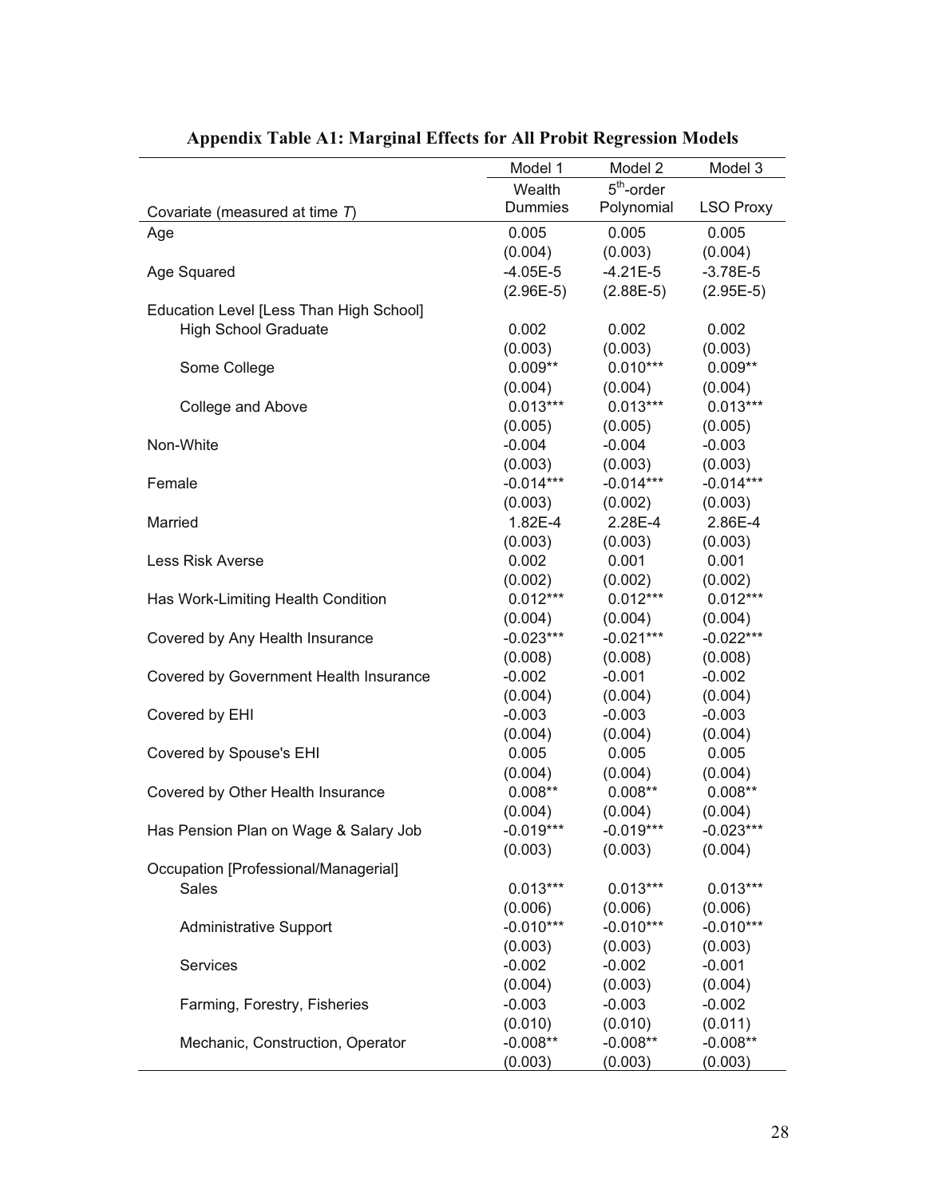**Appendix Table A1: Marginal Effects for All Probit Regression Models**

| Covariate (measured at time *T*) | Model 1<br>Wealth Dummies | Model 2<br>$5^{th}$-order Polynomial | Model 3<br>LSO Proxy |
|---|---|---|---|
| Age | 0.005 | 0.005 | 0.005 |
| | (0.004) | (0.003) | (0.004) |
| Age Squared | -4.05E-5 | -4.21E-5 | -3.78E-5 |
| | (2.96E-5) | (2.88E-5) | (2.95E-5) |
| Education Level [Less Than High School] | | | |
| High School Graduate | 0.002 | 0.002 | 0.002 |
| | (0.003) | (0.003) | (0.003) |
| Some College | 0.009** | 0.010*** | 0.009** |
| | (0.004) | (0.004) | (0.004) |
| College and Above | 0.013*** | 0.013*** | 0.013*** |
| | (0.005) | (0.005) | (0.005) |
| Non-White | -0.004 | -0.004 | -0.003 |
| | (0.003) | (0.003) | (0.003) |
| Female | -0.014*** | -0.014*** | -0.014*** |
| | (0.003) | (0.002) | (0.003) |
| Married | 1.82E-4 | 2.28E-4 | 2.86E-4 |
| | (0.003) | (0.003) | (0.003) |
| Less Risk Averse | 0.002 | 0.001 | 0.001 |
| | (0.002) | (0.002) | (0.002) |
| Has Work-Limiting Health Condition | 0.012*** | 0.012*** | 0.012*** |
| | (0.004) | (0.004) | (0.004) |
| Covered by Any Health Insurance | -0.023*** | -0.021*** | -0.022*** |
| | (0.008) | (0.008) | (0.008) |
| Covered by Government Health Insurance | -0.002 | -0.001 | -0.002 |
| | (0.004) | (0.004) | (0.004) |
| Covered by EHI | -0.003 | -0.003 | -0.003 |
| | (0.004) | (0.004) | (0.004) |
| Covered by Spouse's EHI | 0.005 | 0.005 | 0.005 |
| | (0.004) | (0.004) | (0.004) |
| Covered by Other Health Insurance | 0.008** | 0.008** | 0.008** |
| | (0.004) | (0.004) | (0.004) |
| Has Pension Plan on Wage & Salary Job | -0.019*** | -0.019*** | -0.023*** |
| | (0.003) | (0.003) | (0.004) |
| Occupation [Professional/Managerial] | | | |
| Sales | 0.013*** | 0.013*** | 0.013*** |
| | (0.006) | (0.006) | (0.006) |
| Administrative Support | -0.010*** | -0.010*** | -0.010*** |
| | (0.003) | (0.003) | (0.003) |
| Services | -0.002 | -0.002 | -0.001 |
| | (0.004) | (0.003) | (0.004) |
| Farming, Forestry, Fisheries | -0.003 | -0.003 | -0.002 |
| | (0.010) | (0.010) | (0.011) |
| Mechanic, Construction, Operator | -0.008** | -0.008** | -0.008** |
| | (0.003) | (0.003) | (0.003) |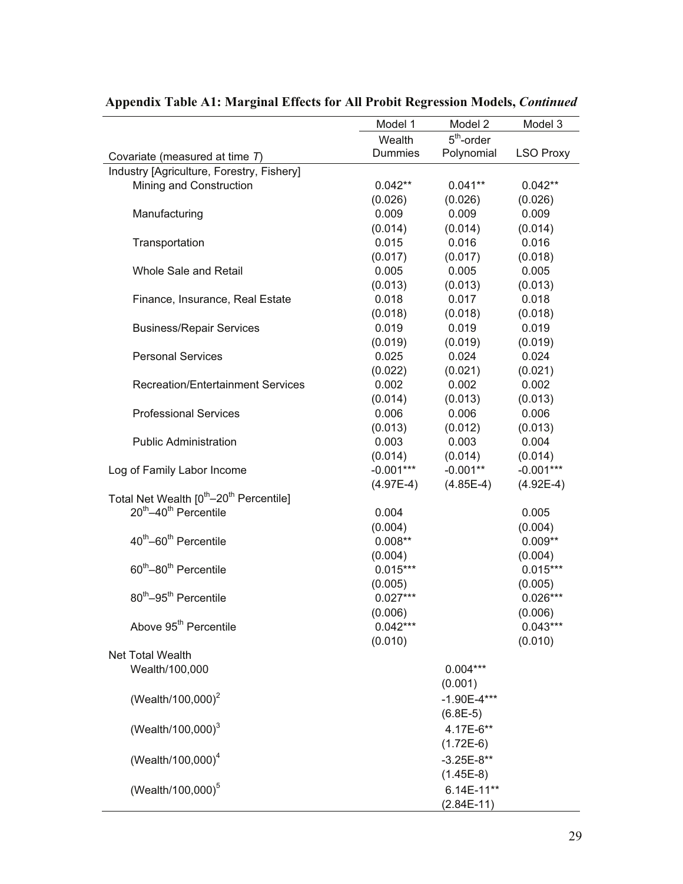**Appendix Table A1: Marginal Effects for All Probit Regression Models, *Continued***

| Covariate (measured at time *T*) | Model 1<br>Wealth Dummies | Model 2<br>$5^{th}$-order Polynomial | Model 3<br>LSO Proxy |
|---|---|---|---|
| Industry [Agriculture, Forestry, Fishery] | | | |
| Mining and Construction | 0.042** | 0.041** | 0.042** |
| | (0.026) | (0.026) | (0.026) |
| Manufacturing | 0.009 | 0.009 | 0.009 |
| | (0.014) | (0.014) | (0.014) |
| Transportation | 0.015 | 0.016 | 0.016 |
| | (0.017) | (0.017) | (0.018) |
| Whole Sale and Retail | 0.005 | 0.005 | 0.005 |
| | (0.013) | (0.013) | (0.013) |
| Finance, Insurance, Real Estate | 0.018 | 0.017 | 0.018 |
| | (0.018) | (0.018) | (0.018) |
| Business/Repair Services | 0.019 | 0.019 | 0.019 |
| | (0.019) | (0.019) | (0.019) |
| Personal Services | 0.025 | 0.024 | 0.024 |
| | (0.022) | (0.021) | (0.021) |
| Recreation/Entertainment Services | 0.002 | 0.002 | 0.002 |
| | (0.014) | (0.013) | (0.013) |
| Professional Services | 0.006 | 0.006 | 0.006 |
| | (0.013) | (0.012) | (0.013) |
| Public Administration | 0.003 | 0.003 | 0.004 |
| | (0.014) | (0.014) | (0.014) |
| Log of Family Labor Income | -0.001*** | -0.001** | -0.001*** |
| | (4.97E-4) | (4.85E-4) | (4.92E-4) |
| Total Net Wealth [$0^{th}$–$20^{th}$ Percentile] | | | |
| $20^{th}$–$40^{th}$ Percentile | 0.004 | | 0.005 |
| | (0.004) | | (0.004) |
| $40^{th}$–$60^{th}$ Percentile | 0.008** | | 0.009** |
| | (0.004) | | (0.004) |
| $60^{th}$–$80^{th}$ Percentile | 0.015*** | | 0.015*** |
| | (0.005) | | (0.005) |
| $80^{th}$–$95^{th}$ Percentile | 0.027*** | | 0.026*** |
| | (0.006) | | (0.006) |
| Above $95^{th}$ Percentile | 0.042*** | | 0.043*** |
| | (0.010) | | (0.010) |
| Net Total Wealth | | | |
| Wealth/100,000 | | 0.004*** | |
| | | (0.001) | |
| $(\text{Wealth}/100{,}000)^2$ | | -1.90E-4*** | |
| | | (6.8E-5) | |
| $(\text{Wealth}/100{,}000)^3$ | | 4.17E-6** | |
| | | (1.72E-6) | |
| $(\text{Wealth}/100{,}000)^4$ | | -3.25E-8** | |
| | | (1.45E-8) | |
| $(\text{Wealth}/100{,}000)^5$ | | 6.14E-11** | |
| | | (2.84E-11) | |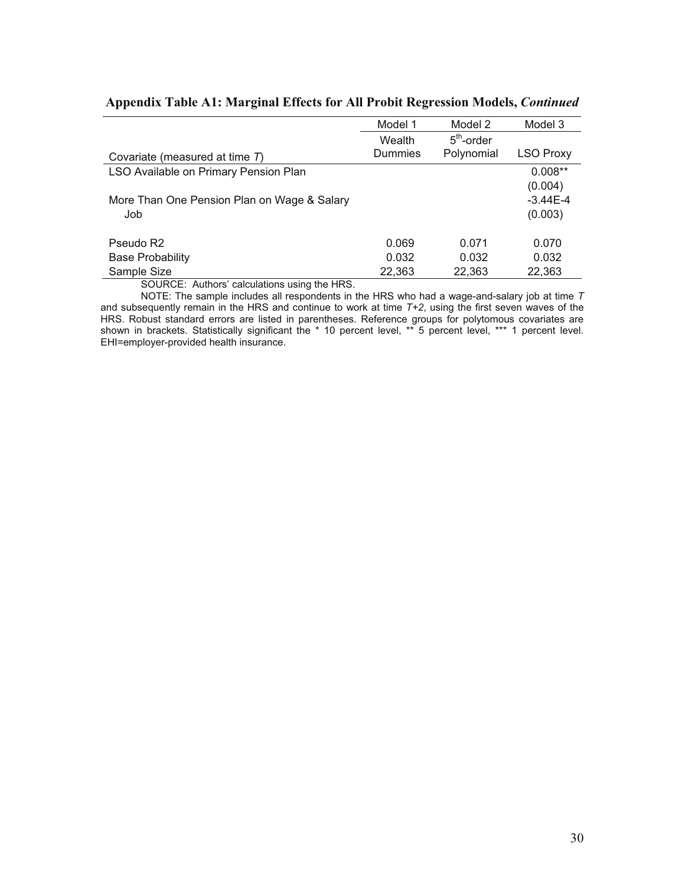**Appendix Table A1: Marginal Effects for All Probit Regression Models, *Continued***

| Covariate (measured at time *T*) | Model 1<br>Wealth Dummies | Model 2<br>$5^{th}$-order Polynomial | Model 3<br>LSO Proxy |
|---|---|---|---|
| LSO Available on Primary Pension Plan | | | 0.008** |
| | | | (0.004) |
| More Than One Pension Plan on Wage & Salary Job | | | -3.44E-4 |
| | | | (0.003) |
| | | | |
| Pseudo R2 | 0.069 | 0.071 | 0.070 |
| Base Probability | 0.032 | 0.032 | 0.032 |
| Sample Size | 22,363 | 22,363 | 22,363 |

SOURCE: Authors' calculations using the HRS.

NOTE: The sample includes all respondents in the HRS who had a wage-and-salary job at time *T* and subsequently remain in the HRS and continue to work at time *T+2*, using the first seven waves of the HRS. Robust standard errors are listed in parentheses. Reference groups for polytomous covariates are shown in brackets. Statistically significant the * 10 percent level, ** 5 percent level, *** 1 percent level. EHI=employer-provided health insurance.